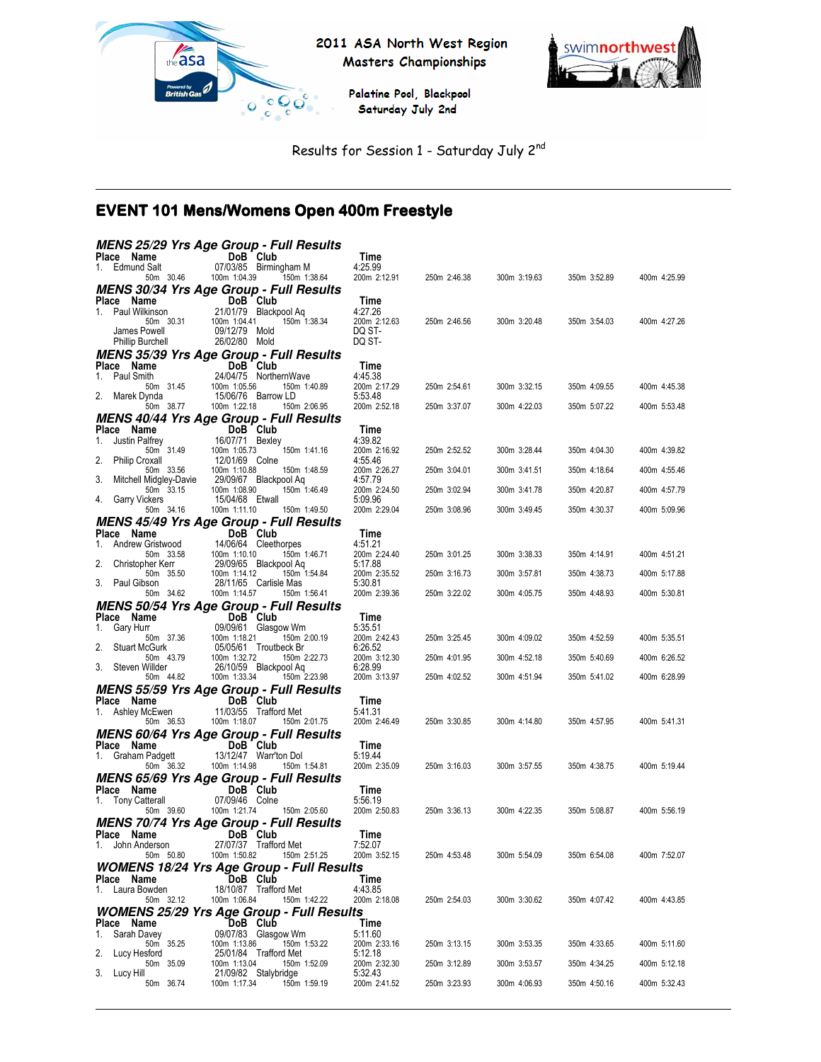2011 ASA North West Region Masters Championships

Palatine Pool, Blackpool
Saturday July 2nd

Results for Session 1 - Saturday July 2nd

# EVENT 101 Mens/Womens Open 400m Freestyle

### MENS 25/29 Yrs Age Group - Full Results

| Place | Name | DoB | Club | Time |
|---|---|---|---|---|
| 1. | Edmund Salt | 07/03/85 | Birmingham M | 4:25.99 |

50m 30.46 · 100m 1:04.39 · 150m 1:38.64 · 200m 2:12.91 · 250m 2:46.38 · 300m 3:19.63 · 350m 3:52.89 · 400m 4:25.99

### MENS 30/34 Yrs Age Group - Full Results

| Place | Name | DoB | Club | Time |
|---|---|---|---|---|
| 1. | Paul Wilkinson | 21/01/79 | Blackpool Aq | 4:27.26 |
| | James Powell | 09/12/79 | Mold | DQ ST- |
| | Phillip Burchell | 26/02/80 | Mold | DQ ST- |

Paul Wilkinson: 50m 30.31 · 100m 1:04.41 · 150m 1:38.34 · 200m 2:12.63 · 250m 2:46.56 · 300m 3:20.48 · 350m 3:54.03 · 400m 4:27.26

### MENS 35/39 Yrs Age Group - Full Results

| Place | Name | DoB | Club | Time |
|---|---|---|---|---|
| 1. | Paul Smith | 24/04/75 | NorthernWave | 4:45.38 |
| 2. | Marek Dynda | 15/06/76 | Barrow LD | 5:53.48 |

Paul Smith: 50m 31.45 · 100m 1:05.56 · 150m 1:40.89 · 200m 2:17.29 · 250m 2:54.61 · 300m 3:32.15 · 350m 4:09.55 · 400m 4:45.38

Marek Dynda: 50m 38.77 · 100m 1:22.18 · 150m 2:06.95 · 200m 2:52.18 · 250m 3:37.07 · 300m 4:22.03 · 350m 5:07.22 · 400m 5:53.48

### MENS 40/44 Yrs Age Group - Full Results

| Place | Name | DoB | Club | Time |
|---|---|---|---|---|
| 1. | Justin Palfrey | 16/07/71 | Bexley | 4:39.82 |
| 2. | Philip Croxall | 12/01/69 | Colne | 4:55.46 |
| 3. | Mitchell Midgley-Davie | 29/09/67 | Blackpool Aq | 4:57.79 |
| 4. | Garry Vickers | 15/04/68 | Etwall | 5:09.96 |

Justin Palfrey: 50m 31.49 · 100m 1:05.73 · 150m 1:41.16 · 200m 2:16.92 · 250m 2:52.52 · 300m 3:28.44 · 350m 4:04.30 · 400m 4:39.82

Philip Croxall: 50m 33.56 · 100m 1:10.88 · 150m 1:48.59 · 200m 2:26.27 · 250m 3:04.01 · 300m 3:41.51 · 350m 4:18.64 · 400m 4:55.46

Mitchell Midgley-Davie: 50m 33.15 · 100m 1:08.90 · 150m 1:46.49 · 200m 2:24.50 · 250m 3:02.94 · 300m 3:41.78 · 350m 4:20.87 · 400m 4:57.79

Garry Vickers: 50m 34.16 · 100m 1:11.10 · 150m 1:49.50 · 200m 2:29.04 · 250m 3:08.96 · 300m 3:49.45 · 350m 4:30.37 · 400m 5:09.96

### MENS 45/49 Yrs Age Group - Full Results

| Place | Name | DoB | Club | Time |
|---|---|---|---|---|
| 1. | Andrew Gristwood | 14/06/64 | Cleethorpes | 4:51.21 |
| 2. | Christopher Kerr | 29/09/65 | Blackpool Aq | 5:17.88 |
| 3. | Paul Gibson | 28/11/65 | Carlisle Mas | 5:30.81 |

Andrew Gristwood: 50m 33.58 · 100m 1:10.10 · 150m 1:46.71 · 200m 2:24.40 · 250m 3:01.25 · 300m 3:38.33 · 350m 4:14.91 · 400m 4:51.21

Christopher Kerr: 50m 35.50 · 100m 1:14.12 · 150m 1:54.84 · 200m 2:35.52 · 250m 3:16.73 · 300m 3:57.81 · 350m 4:38.73 · 400m 5:17.88

Paul Gibson: 50m 34.62 · 100m 1:14.57 · 150m 1:56.41 · 200m 2:39.36 · 250m 3:22.02 · 300m 4:05.75 · 350m 4:48.93 · 400m 5:30.81

### MENS 50/54 Yrs Age Group - Full Results

| Place | Name | DoB | Club | Time |
|---|---|---|---|---|
| 1. | Gary Hurr | 09/09/61 | Glasgow Wm | 5:35.51 |
| 2. | Stuart McGurk | 05/05/61 | Troutbeck Br | 6:26.52 |
| 3. | Steven Willder | 26/10/59 | Blackpool Aq | 6:28.99 |

Gary Hurr: 50m 37.36 · 100m 1:18.21 · 150m 2:00.19 · 200m 2:42.43 · 250m 3:25.45 · 300m 4:09.02 · 350m 4:52.59 · 400m 5:35.51

Stuart McGurk: 50m 43.79 · 100m 1:32.72 · 150m 2:22.73 · 200m 3:12.30 · 250m 4:01.95 · 300m 4:52.18 · 350m 5:40.69 · 400m 6:26.52

Steven Willder: 50m 44.82 · 100m 1:33.34 · 150m 2:23.98 · 200m 3:13.97 · 250m 4:02.52 · 300m 4:51.94 · 350m 5:41.02 · 400m 6:28.99

### MENS 55/59 Yrs Age Group - Full Results

| Place | Name | DoB | Club | Time |
|---|---|---|---|---|
| 1. | Ashley McEwen | 11/03/55 | Trafford Met | 5:41.31 |

50m 36.53 · 100m 1:18.07 · 150m 2:01.75 · 200m 2:46.49 · 250m 3:30.85 · 300m 4:14.80 · 350m 4:57.95 · 400m 5:41.31

### MENS 60/64 Yrs Age Group - Full Results

| Place | Name | DoB | Club | Time |
|---|---|---|---|---|
| 1. | Graham Padgett | 13/12/47 | Warr'ton Dol | 5:19.44 |

50m 36.32 · 100m 1:14.98 · 150m 1:54.81 · 200m 2:35.09 · 250m 3:16.03 · 300m 3:57.55 · 350m 4:38.75 · 400m 5:19.44

### MENS 65/69 Yrs Age Group - Full Results

| Place | Name | DoB | Club | Time |
|---|---|---|---|---|
| 1. | Tony Catterall | 07/09/46 | Colne | 5:56.19 |

50m 39.60 · 100m 1:21.74 · 150m 2:05.60 · 200m 2:50.83 · 250m 3:36.13 · 300m 4:22.35 · 350m 5:08.87 · 400m 5:56.19

### MENS 70/74 Yrs Age Group - Full Results

| Place | Name | DoB | Club | Time |
|---|---|---|---|---|
| 1. | John Anderson | 27/07/37 | Trafford Met | 7:52.07 |

50m 50.80 · 100m 1:50.82 · 150m 2:51.25 · 200m 3:52.15 · 250m 4:53.48 · 300m 5:54.09 · 350m 6:54.08 · 400m 7:52.07

### WOMENS 18/24 Yrs Age Group - Full Results

| Place | Name | DoB | Club | Time |
|---|---|---|---|---|
| 1. | Laura Bowden | 18/10/87 | Trafford Met | 4:43.85 |

50m 32.12 · 100m 1:06.84 · 150m 1:42.22 · 200m 2:18.08 · 250m 2:54.03 · 300m 3:30.62 · 350m 4:07.42 · 400m 4:43.85

### WOMENS 25/29 Yrs Age Group - Full Results

| Place | Name | DoB | Club | Time |
|---|---|---|---|---|
| 1. | Sarah Davey | 09/07/83 | Glasgow Wm | 5:11.60 |
| 2. | Lucy Hesford | 25/01/84 | Trafford Met | 5:12.18 |
| 3. | Lucy Hill | 21/09/82 | Stalybridge | 5:32.43 |

Sarah Davey: 50m 35.25 · 100m 1:13.86 · 150m 1:53.22 · 200m 2:33.16 · 250m 3:13.15 · 300m 3:53.35 · 350m 4:33.65 · 400m 5:11.60

Lucy Hesford: 50m 35.09 · 100m 1:13.04 · 150m 1:52.09 · 200m 2:32.30 · 250m 3:12.89 · 300m 3:53.57 · 350m 4:34.25 · 400m 5:12.18

Lucy Hill: 50m 36.74 · 100m 1:17.34 · 150m 1:59.19 · 200m 2:41.52 · 250m 3:23.93 · 300m 4:06.93 · 350m 4:50.16 · 400m 5:32.43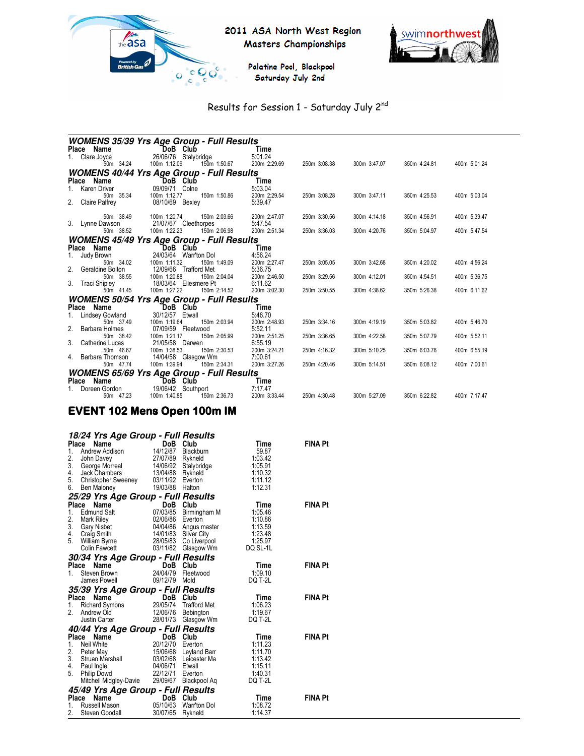2011 ASA North West Region Masters Championships

Palatine Pool, Blackpool
Saturday July 2nd

Results for Session 1 - Saturday July 2nd

### WOMENS 35/39 Yrs Age Group - Full Results

| Place | Name | DoB | Club | Time | | | | |
|---|---|---|---|---|---|---|---|---|
| 1. | Clare Joyce | 26/06/76 | Stalybridge | 5:01.24 | | | | |
| | 50m 34.24 | 100m 1:12.09 | 150m 1:50.67 | 200m 2:29.69 | 250m 3:08.38 | 300m 3:47.07 | 350m 4:24.81 | 400m 5:01.24 |

### WOMENS 40/44 Yrs Age Group - Full Results

| Place | Name | DoB | Club | Time | | | | |
|---|---|---|---|---|---|---|---|---|
| 1. | Karen Driver | 09/09/71 | Colne | 5:03.04 | | | | |
| | 50m 35.34 | 100m 1:12.77 | 150m 1:50.86 | 200m 2:29.54 | 250m 3:08.28 | 300m 3:47.11 | 350m 4:25.53 | 400m 5:03.04 |
| 2. | Claire Palfrey | 08/10/69 | Bexley | 5:39.47 | | | | |
| | 50m 38.49 | 100m 1:20.74 | 150m 2:03.66 | 200m 2:47.07 | 250m 3:30.56 | 300m 4:14.18 | 350m 4:56.91 | 400m 5:39.47 |
| 3. | Lynne Dawson | 21/07/67 | Cleethorpes | 5:47.54 | | | | |
| | 50m 38.52 | 100m 1:22.23 | 150m 2:06.98 | 200m 2:51.34 | 250m 3:36.03 | 300m 4:20.76 | 350m 5:04.97 | 400m 5:47.54 |

### WOMENS 45/49 Yrs Age Group - Full Results

| Place | Name | DoB | Club | Time | | | | |
|---|---|---|---|---|---|---|---|---|
| 1. | Judy Brown | 24/03/64 | Warr'ton Dol | 4:56.24 | | | | |
| | 50m 34.02 | 100m 1:11.32 | 150m 1:49.09 | 200m 2:27.47 | 250m 3:05.05 | 300m 3:42.68 | 350m 4:20.02 | 400m 4:56.24 |
| 2. | Geraldine Bolton | 12/09/66 | Trafford Met | 5:36.75 | | | | |
| | 50m 38.55 | 100m 1:20.88 | 150m 2:04.04 | 200m 2:46.50 | 250m 3:29.56 | 300m 4:12.01 | 350m 4:54.51 | 400m 5:36.75 |
| 3. | Traci Shipley | 18/03/64 | Ellesmere Pt | 6:11.62 | | | | |
| | 50m 41.45 | 100m 1:27.22 | 150m 2:14.52 | 200m 3:02.30 | 250m 3:50.55 | 300m 4:38.62 | 350m 5:26.38 | 400m 6:11.62 |

### WOMENS 50/54 Yrs Age Group - Full Results

| Place | Name | DoB | Club | Time | | | | |
|---|---|---|---|---|---|---|---|---|
| 1. | Lindsey Gowland | 30/12/57 | Etwall | 5:46.70 | | | | |
| | 50m 37.49 | 100m 1:19.64 | 150m 2:03.94 | 200m 2:48.93 | 250m 3:34.16 | 300m 4:19.19 | 350m 5:03.82 | 400m 5:46.70 |
| 2. | Barbara Holmes | 07/09/59 | Fleetwood | 5:52.11 | | | | |
| | 50m 38.42 | 100m 1:21.17 | 150m 2:05.99 | 200m 2:51.25 | 250m 3:36.65 | 300m 4:22.58 | 350m 5:07.79 | 400m 5:52.11 |
| 3. | Catherine Lucas | 21/05/58 | Darwen | 6:55.19 | | | | |
| | 50m 46.67 | 100m 1:38.53 | 150m 2:30.53 | 200m 3:24.21 | 250m 4:16.32 | 300m 5:10.25 | 350m 6:03.76 | 400m 6:55.19 |
| 4. | Barbara Thomson | 14/04/58 | Glasgow Wm | 7:00.61 | | | | |
| | 50m 47.74 | 100m 1:39.94 | 150m 2:34.31 | 200m 3:27.26 | 250m 4:20.46 | 300m 5:14.51 | 350m 6:08.12 | 400m 7:00.61 |

### WOMENS 65/69 Yrs Age Group - Full Results

| Place | Name | DoB | Club | Time | | | | |
|---|---|---|---|---|---|---|---|---|
| 1. | Doreen Gordon | 19/06/42 | Southport | 7:17.47 | | | | |
| | 50m 47.23 | 100m 1:40.85 | 150m 2:36.73 | 200m 3:33.44 | 250m 4:30.48 | 300m 5:27.09 | 350m 6:22.82 | 400m 7:17.47 |

## EVENT 102 Mens Open 100m IM

### 18/24 Yrs Age Group - Full Results

| Place | Name | DoB | Club | Time | FINA Pt |
|---|---|---|---|---|---|
| 1. | Andrew Addison | 14/12/87 | Blackburn | 59.87 | |
| 2. | John Davey | 27/07/89 | Rykneld | 1:03.42 | |
| 3. | George Morreal | 14/06/92 | Stalybridge | 1:05.91 | |
| 4. | Jack Chambers | 13/04/88 | Rykneld | 1:10.32 | |
| 5. | Christopher Sweeney | 03/11/92 | Everton | 1:11.12 | |
| 6. | Ben Maloney | 19/03/88 | Halton | 1:12.31 | |

### 25/29 Yrs Age Group - Full Results

| Place | Name | DoB | Club | Time | FINA Pt |
|---|---|---|---|---|---|
| 1. | Edmund Salt | 07/03/85 | Birmingham M | 1:05.46 | |
| 2. | Mark Riley | 02/06/86 | Everton | 1:10.86 | |
| 3. | Gary Nisbet | 04/04/86 | Angus master | 1:13.59 | |
| 4. | Craig Smith | 14/01/83 | Silver City | 1:23.48 | |
| 5. | William Byrne | 28/05/83 | Co Liverpool | 1:25.97 | |
| | Colin Fawcett | 03/11/82 | Glasgow Wm | DQ SL-1L | |

### 30/34 Yrs Age Group - Full Results

| Place | Name | DoB | Club | Time | FINA Pt |
|---|---|---|---|---|---|
| 1. | Steven Brown | 24/04/79 | Fleetwood | 1:09.10 | |
| | James Powell | 09/12/79 | Mold | DQ T-2L | |

### 35/39 Yrs Age Group - Full Results

| Place | Name | DoB | Club | Time | FINA Pt |
|---|---|---|---|---|---|
| 1. | Richard Symons | 29/05/74 | Trafford Met | 1:06.23 | |
| 2. | Andrew Old | 12/06/76 | Bebington | 1:19.67 | |
| | Justin Carter | 28/01/73 | Glasgow Wm | DQ T-2L | |

### 40/44 Yrs Age Group - Full Results

| Place | Name | DoB | Club | Time | FINA Pt |
|---|---|---|---|---|---|
| 1. | Neil White | 20/12/70 | Everton | 1:11.23 | |
| 2. | Peter May | 15/06/68 | Leyland Barr | 1:11.70 | |
| 3. | Struan Marshall | 03/02/68 | Leicester Ma | 1:13.42 | |
| 4. | Paul Ingle | 04/06/71 | Etwall | 1:15.11 | |
| 5. | Philip Dowd | 22/12/71 | Everton | 1:40.31 | |
| | Mitchell Midgley-Davie | 29/09/67 | Blackpool Aq | DQ T-2L | |

### 45/49 Yrs Age Group - Full Results

| Place | Name | DoB | Club | Time | FINA Pt |
|---|---|---|---|---|---|
| 1. | Russell Mason | 05/10/63 | Warr'ton Dol | 1:08.72 | |
| 2. | Steven Goodall | 30/07/65 | Rykneld | 1:14.37 | |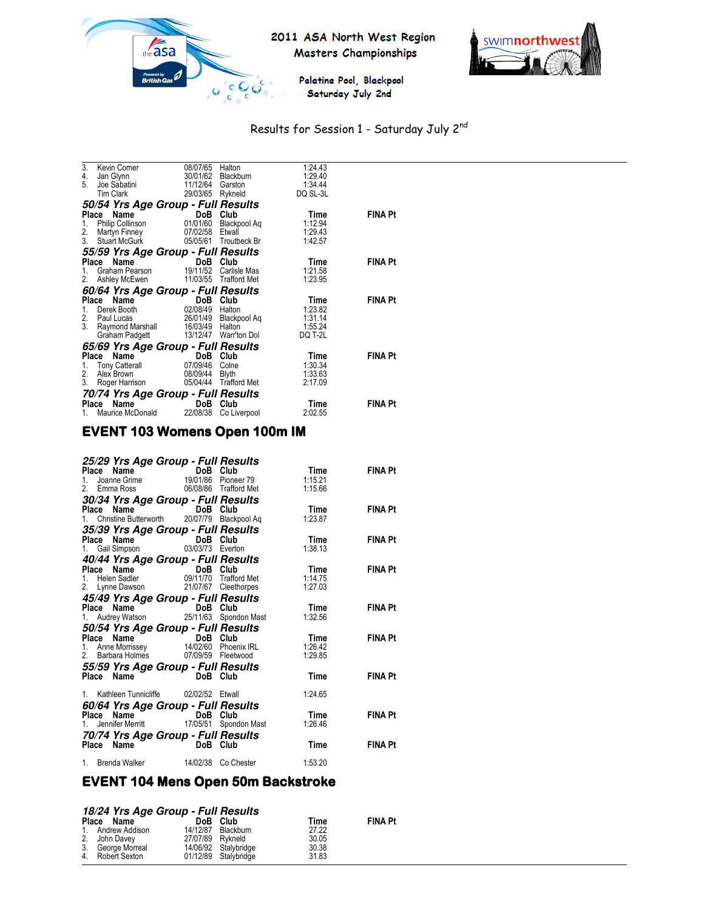# 2011 ASA North West Region Masters Championships

Palatine Pool, Blackpool
Saturday July 2nd

Results for Session 1 - Saturday July 2nd

| Place | Name | DoB | Club | Time | FINA Pt |
|---|---|---|---|---|---|
| 3. | Kevin Comer | 08/07/65 | Halton | 1:24.43 | |
| 4. | Jan Glynn | 30/01/62 | Blackburn | 1:29.40 | |
| 5. | Joe Sabatini | 11/12/64 | Garston | 1:34.44 | |
| | Tim Clark | 29/03/65 | Rykneld | DQ SL-3L | |

### 50/54 Yrs Age Group - Full Results

| Place | Name | DoB | Club | Time | FINA Pt |
|---|---|---|---|---|---|
| 1. | Philip Collinson | 01/01/60 | Blackpool Aq | 1:12.94 | |
| 2. | Martyn Finney | 07/02/58 | Etwall | 1:29.43 | |
| 3. | Stuart McGurk | 05/05/61 | Troutbeck Br | 1:42.57 | |

### 55/59 Yrs Age Group - Full Results

| Place | Name | DoB | Club | Time | FINA Pt |
|---|---|---|---|---|---|
| 1. | Graham Pearson | 19/11/52 | Carlisle Mas | 1:21.58 | |
| 2. | Ashley McEwen | 11/03/55 | Trafford Met | 1:23.95 | |

### 60/64 Yrs Age Group - Full Results

| Place | Name | DoB | Club | Time | FINA Pt |
|---|---|---|---|---|---|
| 1. | Derek Booth | 02/08/49 | Halton | 1:23.82 | |
| 2. | Paul Lucas | 26/01/49 | Blackpool Aq | 1:31.14 | |
| 3. | Raymond Marshall | 16/03/49 | Halton | 1:55.24 | |
| | Graham Padgett | 13/12/47 | Warr'ton Dol | DQ T-2L | |

### 65/69 Yrs Age Group - Full Results

| Place | Name | DoB | Club | Time | FINA Pt |
|---|---|---|---|---|---|
| 1. | Tony Catterall | 07/09/46 | Colne | 1:30.34 | |
| 2. | Alex Brown | 08/09/44 | Blyth | 1:33.63 | |
| 3. | Roger Harrison | 05/04/44 | Trafford Met | 2:17.09 | |

### 70/74 Yrs Age Group - Full Results

| Place | Name | DoB | Club | Time | FINA Pt |
|---|---|---|---|---|---|
| 1. | Maurice McDonald | 22/08/38 | Co Liverpool | 2:02.55 | |

## EVENT 103 Womens Open 100m IM

### 25/29 Yrs Age Group - Full Results

| Place | Name | DoB | Club | Time | FINA Pt |
|---|---|---|---|---|---|
| 1. | Joanne Grime | 19/01/86 | Pioneer 79 | 1:15.21 | |
| 2. | Emma Ross | 06/08/86 | Trafford Met | 1:15.66 | |

### 30/34 Yrs Age Group - Full Results

| Place | Name | DoB | Club | Time | FINA Pt |
|---|---|---|---|---|---|
| 1. | Christine Butterworth | 20/07/79 | Blackpool Aq | 1:23.87 | |

### 35/39 Yrs Age Group - Full Results

| Place | Name | DoB | Club | Time | FINA Pt |
|---|---|---|---|---|---|
| 1. | Gail Simpson | 03/03/73 | Everton | 1:38.13 | |

### 40/44 Yrs Age Group - Full Results

| Place | Name | DoB | Club | Time | FINA Pt |
|---|---|---|---|---|---|
| 1. | Helen Sadler | 09/11/70 | Trafford Met | 1:14.75 | |
| 2. | Lynne Dawson | 21/07/67 | Cleethorpes | 1:27.03 | |

### 45/49 Yrs Age Group - Full Results

| Place | Name | DoB | Club | Time | FINA Pt |
|---|---|---|---|---|---|
| 1. | Audrey Watson | 25/11/63 | Spondon Mast | 1:32.56 | |

### 50/54 Yrs Age Group - Full Results

| Place | Name | DoB | Club | Time | FINA Pt |
|---|---|---|---|---|---|
| 1. | Anne Morrissey | 14/02/60 | Phoenix IRL | 1:26.42 | |
| 2. | Barbara Holmes | 07/09/59 | Fleetwood | 1:29.85 | |

### 55/59 Yrs Age Group - Full Results

| Place | Name | DoB | Club | Time | FINA Pt |
|---|---|---|---|---|---|
| 1. | Kathleen Tunnicliffe | 02/02/52 | Etwall | 1:24.65 | |

### 60/64 Yrs Age Group - Full Results

| Place | Name | DoB | Club | Time | FINA Pt |
|---|---|---|---|---|---|
| 1. | Jennifer Merritt | 17/05/51 | Spondon Mast | 1:26.46 | |

### 70/74 Yrs Age Group - Full Results

| Place | Name | DoB | Club | Time | FINA Pt |
|---|---|---|---|---|---|
| 1. | Brenda Walker | 14/02/38 | Co Chester | 1:53.20 | |

## EVENT 104 Mens Open 50m Backstroke

### 18/24 Yrs Age Group - Full Results

| Place | Name | DoB | Club | Time | FINA Pt |
|---|---|---|---|---|---|
| 1. | Andrew Addison | 14/12/87 | Blackburn | 27.22 | |
| 2. | John Davey | 27/07/89 | Rykneld | 30.05 | |
| 3. | George Morreal | 14/06/92 | Stalybridge | 30.38 | |
| 4. | Robert Sexton | 01/12/89 | Stalybridge | 31.83 | |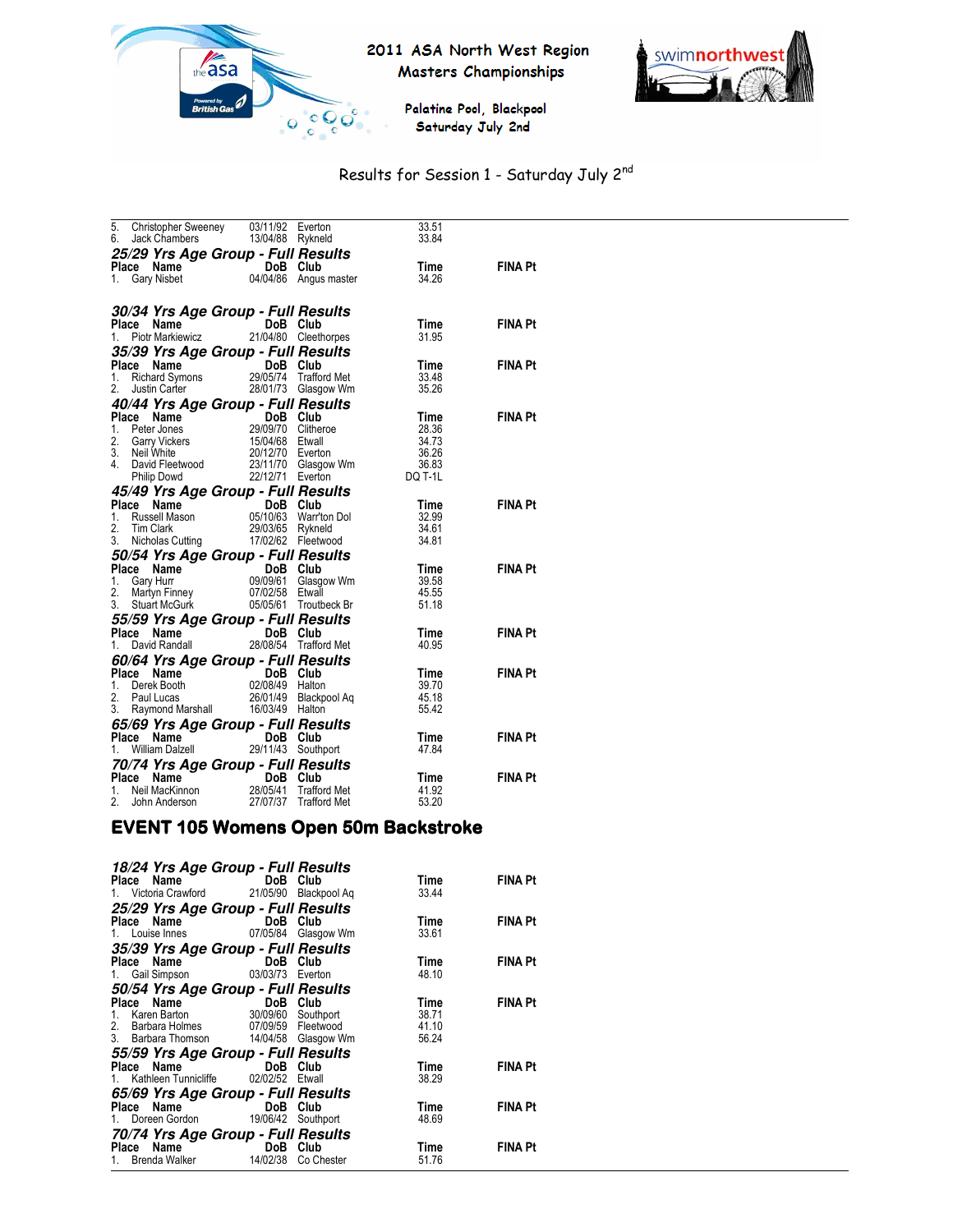2011 ASA North West Region Masters Championships

Palatine Pool, Blackpool Saturday July 2nd

Results for Session 1 - Saturday July 2nd

| Place | Name | DoB | Club | Time | FINA Pt |
|---|---|---|---|---|---|
| 5. | Christopher Sweeney | 03/11/92 | Everton | 33.51 | |
| 6. | Jack Chambers | 13/04/88 | Rykneld | 33.84 | |

### 25/29 Yrs Age Group - Full Results

| Place | Name | DoB | Club | Time | FINA Pt |
|---|---|---|---|---|---|
| 1. | Gary Nisbet | 04/04/86 | Angus master | 34.26 | |

### 30/34 Yrs Age Group - Full Results

| Place | Name | DoB | Club | Time | FINA Pt |
|---|---|---|---|---|---|
| 1. | Piotr Markiewicz | 21/04/80 | Cleethorpes | 31.95 | |

### 35/39 Yrs Age Group - Full Results

| Place | Name | DoB | Club | Time | FINA Pt |
|---|---|---|---|---|---|
| 1. | Richard Symons | 29/05/74 | Trafford Met | 33.48 | |
| 2. | Justin Carter | 28/01/73 | Glasgow Wm | 35.26 | |

### 40/44 Yrs Age Group - Full Results

| Place | Name | DoB | Club | Time | FINA Pt |
|---|---|---|---|---|---|
| 1. | Peter Jones | 29/09/70 | Clitheroe | 28.36 | |
| 2. | Garry Vickers | 15/04/68 | Etwall | 34.73 | |
| 3. | Neil White | 20/12/70 | Everton | 36.26 | |
| 4. | David Fleetwood | 23/11/70 | Glasgow Wm | 36.83 | |
| | Philip Dowd | 22/12/71 | Everton | DQ T-1L | |

### 45/49 Yrs Age Group - Full Results

| Place | Name | DoB | Club | Time | FINA Pt |
|---|---|---|---|---|---|
| 1. | Russell Mason | 05/10/63 | Warr'ton Dol | 32.99 | |
| 2. | Tim Clark | 29/03/65 | Rykneld | 34.61 | |
| 3. | Nicholas Cutting | 17/02/62 | Fleetwood | 34.81 | |

### 50/54 Yrs Age Group - Full Results

| Place | Name | DoB | Club | Time | FINA Pt |
|---|---|---|---|---|---|
| 1. | Gary Hurr | 09/09/61 | Glasgow Wm | 39.58 | |
| 2. | Martyn Finney | 07/02/58 | Etwall | 45.55 | |
| 3. | Stuart McGurk | 05/05/61 | Troutbeck Br | 51.18 | |

### 55/59 Yrs Age Group - Full Results

| Place | Name | DoB | Club | Time | FINA Pt |
|---|---|---|---|---|---|
| 1. | David Randall | 28/08/54 | Trafford Met | 40.95 | |

### 60/64 Yrs Age Group - Full Results

| Place | Name | DoB | Club | Time | FINA Pt |
|---|---|---|---|---|---|
| 1. | Derek Booth | 02/08/49 | Halton | 39.70 | |
| 2. | Paul Lucas | 26/01/49 | Blackpool Aq | 45.18 | |
| 3. | Raymond Marshall | 16/03/49 | Halton | 55.42 | |

### 65/69 Yrs Age Group - Full Results

| Place | Name | DoB | Club | Time | FINA Pt |
|---|---|---|---|---|---|
| 1. | William Dalzell | 29/11/43 | Southport | 47.84 | |

### 70/74 Yrs Age Group - Full Results

| Place | Name | DoB | Club | Time | FINA Pt |
|---|---|---|---|---|---|
| 1. | Neil MacKinnon | 28/05/41 | Trafford Met | 41.92 | |
| 2. | John Anderson | 27/07/37 | Trafford Met | 53.20 | |

## EVENT 105 Womens Open 50m Backstroke

### 18/24 Yrs Age Group - Full Results

| Place | Name | DoB | Club | Time | FINA Pt |
|---|---|---|---|---|---|
| 1. | Victoria Crawford | 21/05/90 | Blackpool Aq | 33.44 | |

### 25/29 Yrs Age Group - Full Results

| Place | Name | DoB | Club | Time | FINA Pt |
|---|---|---|---|---|---|
| 1. | Louise Innes | 07/05/84 | Glasgow Wm | 33.61 | |

### 35/39 Yrs Age Group - Full Results

| Place | Name | DoB | Club | Time | FINA Pt |
|---|---|---|---|---|---|
| 1. | Gail Simpson | 03/03/73 | Everton | 48.10 | |

### 50/54 Yrs Age Group - Full Results

| Place | Name | DoB | Club | Time | FINA Pt |
|---|---|---|---|---|---|
| 1. | Karen Barton | 30/09/60 | Southport | 38.71 | |
| 2. | Barbara Holmes | 07/09/59 | Fleetwood | 41.10 | |
| 3. | Barbara Thomson | 14/04/58 | Glasgow Wm | 56.24 | |

### 55/59 Yrs Age Group - Full Results

| Place | Name | DoB | Club | Time | FINA Pt |
|---|---|---|---|---|---|
| 1. | Kathleen Tunnicliffe | 02/02/52 | Etwall | 38.29 | |

### 65/69 Yrs Age Group - Full Results

| Place | Name | DoB | Club | Time | FINA Pt |
|---|---|---|---|---|---|
| 1. | Doreen Gordon | 19/06/42 | Southport | 48.69 | |

### 70/74 Yrs Age Group - Full Results

| Place | Name | DoB | Club | Time | FINA Pt |
|---|---|---|---|---|---|
| 1. | Brenda Walker | 14/02/38 | Co Chester | 51.76 | |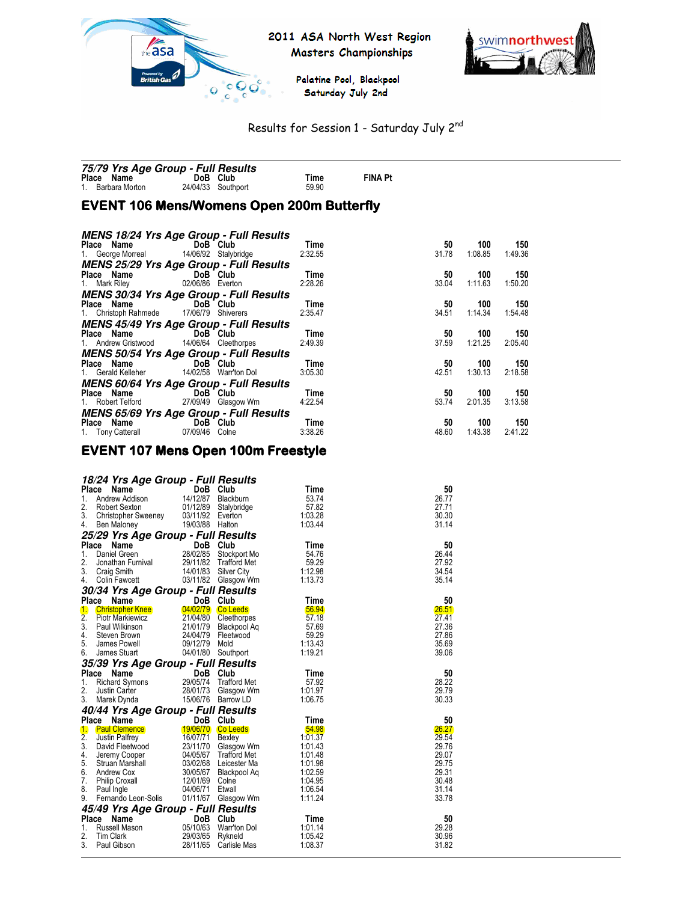2011 ASA North West Region Masters Championships

Palatine Pool, Blackpool
Saturday July 2nd

Results for Session 1 - Saturday July 2nd

### 75/79 Yrs Age Group - Full Results

| Place | Name | DoB | Club | Time | FINA Pt |
|---|---|---|---|---|---|
| 1. | Barbara Morton | 24/04/33 | Southport | 59.90 | |

## EVENT 106 Mens/Womens Open 200m Butterfly

### MENS 18/24 Yrs Age Group - Full Results

| Place | Name | DoB | Club | Time | 50 | 100 | 150 |
|---|---|---|---|---|---|---|---|
| 1. | George Morreal | 14/06/92 | Stalybridge | 2:32.55 | 31.78 | 1:08.85 | 1:49.36 |

### MENS 25/29 Yrs Age Group - Full Results

| Place | Name | DoB | Club | Time | 50 | 100 | 150 |
|---|---|---|---|---|---|---|---|
| 1. | Mark Riley | 02/06/86 | Everton | 2:28.26 | 33.04 | 1:11.63 | 1:50.20 |

### MENS 30/34 Yrs Age Group - Full Results

| Place | Name | DoB | Club | Time | 50 | 100 | 150 |
|---|---|---|---|---|---|---|---|
| 1. | Christoph Rahmede | 17/06/79 | Shiverers | 2:35.47 | 34.51 | 1:14.34 | 1:54.48 |

### MENS 45/49 Yrs Age Group - Full Results

| Place | Name | DoB | Club | Time | 50 | 100 | 150 |
|---|---|---|---|---|---|---|---|
| 1. | Andrew Gristwood | 14/06/64 | Cleethorpes | 2:49.39 | 37.59 | 1:21.25 | 2:05.40 |

### MENS 50/54 Yrs Age Group - Full Results

| Place | Name | DoB | Club | Time | 50 | 100 | 150 |
|---|---|---|---|---|---|---|---|
| 1. | Gerald Kelleher | 14/02/58 | Warr'ton Dol | 3:05.30 | 42.51 | 1:30.13 | 2:18.58 |

### MENS 60/64 Yrs Age Group - Full Results

| Place | Name | DoB | Club | Time | 50 | 100 | 150 |
|---|---|---|---|---|---|---|---|
| 1. | Robert Telford | 27/09/49 | Glasgow Wm | 4:22.54 | 53.74 | 2:01.35 | 3:13.58 |

### MENS 65/69 Yrs Age Group - Full Results

| Place | Name | DoB | Club | Time | 50 | 100 | 150 |
|---|---|---|---|---|---|---|---|
| 1. | Tony Catterall | 07/09/46 | Colne | 3:38.26 | 48.60 | 1:43.38 | 2:41.22 |

## EVENT 107 Mens Open 100m Freestyle

### 18/24 Yrs Age Group - Full Results

| Place | Name | DoB | Club | Time | 50 |
|---|---|---|---|---|---|
| 1. | Andrew Addison | 14/12/87 | Blackburn | 53.74 | 26.77 |
| 2. | Robert Sexton | 01/12/89 | Stalybridge | 57.82 | 27.71 |
| 3. | Christopher Sweeney | 03/11/92 | Everton | 1:03.28 | 30.30 |
| 4. | Ben Maloney | 19/03/88 | Halton | 1:03.44 | 31.14 |

### 25/29 Yrs Age Group - Full Results

| Place | Name | DoB | Club | Time | 50 |
|---|---|---|---|---|---|
| 1. | Daniel Green | 28/02/85 | Stockport Mo | 54.76 | 26.44 |
| 2. | Jonathan Furnival | 29/11/82 | Trafford Met | 59.29 | 27.92 |
| 3. | Craig Smith | 14/01/83 | Silver City | 1:12.98 | 34.54 |
| 4. | Colin Fawcett | 03/11/82 | Glasgow Wm | 1:13.73 | 35.14 |

### 30/34 Yrs Age Group - Full Results

| Place | Name | DoB | Club | Time | 50 |
|---|---|---|---|---|---|
| 1. | Christopher Knee | 04/02/79 | Co Leeds | 56.94 | 26.51 |
| 2. | Piotr Markiewicz | 21/04/80 | Cleethorpes | 57.18 | 27.41 |
| 3. | Paul Wilkinson | 21/01/79 | Blackpool Aq | 57.69 | 27.36 |
| 4. | Steven Brown | 24/04/79 | Fleetwood | 59.29 | 27.86 |
| 5. | James Powell | 09/12/79 | Mold | 1:13.43 | 35.69 |
| 6. | James Stuart | 04/01/80 | Southport | 1:19.21 | 39.06 |

### 35/39 Yrs Age Group - Full Results

| Place | Name | DoB | Club | Time | 50 |
|---|---|---|---|---|---|
| 1. | Richard Symons | 29/05/74 | Trafford Met | 57.92 | 28.22 |
| 2. | Justin Carter | 28/01/73 | Glasgow Wm | 1:01.97 | 29.79 |
| 3. | Marek Dynda | 15/06/76 | Barrow LD | 1:06.75 | 30.33 |

### 40/44 Yrs Age Group - Full Results

| Place | Name | DoB | Club | Time | 50 |
|---|---|---|---|---|---|
| 1. | Paul Clemence | 19/06/70 | Co Leeds | 54.98 | 26.27 |
| 2. | Justin Palfrey | 16/07/71 | Bexley | 1:01.37 | 29.54 |
| 3. | David Fleetwood | 23/11/70 | Glasgow Wm | 1:01.43 | 29.76 |
| 4. | Jeremy Cooper | 04/05/67 | Trafford Met | 1:01.48 | 29.07 |
| 5. | Struan Marshall | 03/02/68 | Leicester Ma | 1:01.98 | 29.75 |
| 6. | Andrew Cox | 30/05/67 | Blackpool Aq | 1:02.59 | 29.31 |
| 7. | Philip Croxall | 12/01/69 | Colne | 1:04.95 | 30.48 |
| 8. | Paul Ingle | 04/06/71 | Etwall | 1:06.54 | 31.14 |
| 9. | Fernando Leon-Solis | 01/11/67 | Glasgow Wm | 1:11.24 | 33.78 |

### 45/49 Yrs Age Group - Full Results

| Place | Name | DoB | Club | Time | 50 |
|---|---|---|---|---|---|
| 1. | Russell Mason | 05/10/63 | Warr'ton Dol | 1:01.14 | 29.28 |
| 2. | Tim Clark | 29/03/65 | Rykneld | 1:05.42 | 30.96 |
| 3. | Paul Gibson | 28/11/65 | Carlisle Mas | 1:08.37 | 31.82 |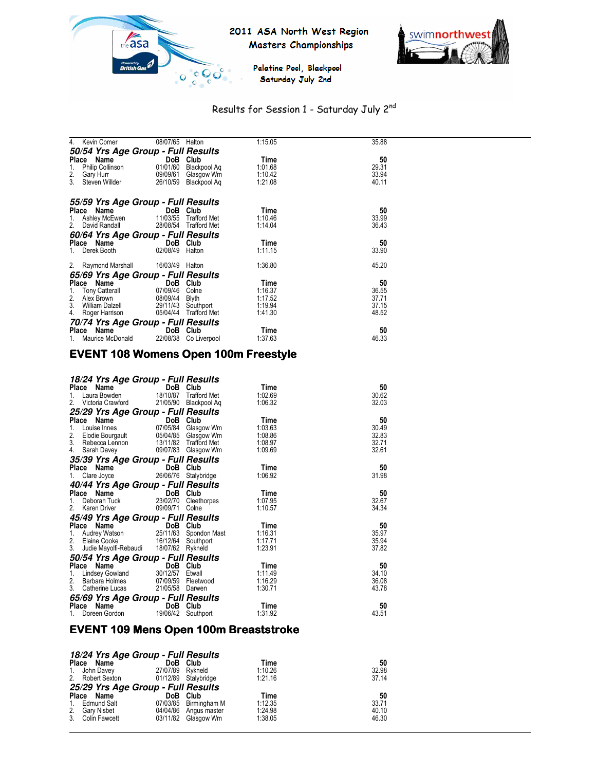| Place | Name | DoB | Club | Time | 50 |
|---|---|---|---|---|---|
| 4. | Kevin Comer | 08/07/65 | Halton | 1:15.05 | 35.88 |

### 50/54 Yrs Age Group - Full Results

| Place | Name | DoB | Club | Time | 50 |
|---|---|---|---|---|---|
| 1. | Philip Collinson | 01/01/60 | Blackpool Aq | 1:01.68 | 29.31 |
| 2. | Gary Hurr | 09/09/61 | Glasgow Wm | 1:10.42 | 33.94 |
| 3. | Steven Willder | 26/10/59 | Blackpool Aq | 1:21.08 | 40.11 |

### 55/59 Yrs Age Group - Full Results

| Place | Name | DoB | Club | Time | 50 |
|---|---|---|---|---|---|
| 1. | Ashley McEwen | 11/03/55 | Trafford Met | 1:10.46 | 33.99 |
| 2. | David Randall | 28/08/54 | Trafford Met | 1:14.04 | 36.43 |

### 60/64 Yrs Age Group - Full Results

| Place | Name | DoB | Club | Time | 50 |
|---|---|---|---|---|---|
| 1. | Derek Booth | 02/08/49 | Halton | 1:11.15 | 33.90 |
| 2. | Raymond Marshall | 16/03/49 | Halton | 1:36.80 | 45.20 |

### 65/69 Yrs Age Group - Full Results

| Place | Name | DoB | Club | Time | 50 |
|---|---|---|---|---|---|
| 1. | Tony Catterall | 07/09/46 | Colne | 1:16.37 | 36.55 |
| 2. | Alex Brown | 08/09/44 | Blyth | 1:17.52 | 37.71 |
| 3. | William Dalzell | 29/11/43 | Southport | 1:19.94 | 37.15 |
| 4. | Roger Harrison | 05/04/44 | Trafford Met | 1:41.30 | 48.52 |

### 70/74 Yrs Age Group - Full Results

| Place | Name | DoB | Club | Time | 50 |
|---|---|---|---|---|---|
| 1. | Maurice McDonald | 22/08/38 | Co Liverpool | 1:37.63 | 46.33 |

## EVENT 108 Womens Open 100m Freestyle

### 18/24 Yrs Age Group - Full Results

| Place | Name | DoB | Club | Time | 50 |
|---|---|---|---|---|---|
| 1. | Laura Bowden | 18/10/87 | Trafford Met | 1:02.69 | 30.62 |
| 2. | Victoria Crawford | 21/05/90 | Blackpool Aq | 1:06.32 | 32.03 |

### 25/29 Yrs Age Group - Full Results

| Place | Name | DoB | Club | Time | 50 |
|---|---|---|---|---|---|
| 1. | Louise Innes | 07/05/84 | Glasgow Wm | 1:03.63 | 30.49 |
| 2. | Elodie Bourgault | 05/04/85 | Glasgow Wm | 1:08.86 | 32.83 |
| 3. | Rebecca Lennon | 13/11/82 | Trafford Met | 1:08.97 | 32.71 |
| 4. | Sarah Davey | 09/07/83 | Glasgow Wm | 1:09.69 | 32.61 |

### 35/39 Yrs Age Group - Full Results

| Place | Name | DoB | Club | Time | 50 |
|---|---|---|---|---|---|
| 1. | Clare Joyce | 26/06/76 | Stalybridge | 1:06.92 | 31.98 |

### 40/44 Yrs Age Group - Full Results

| Place | Name | DoB | Club | Time | 50 |
|---|---|---|---|---|---|
| 1. | Deborah Tuck | 23/02/70 | Cleethorpes | 1:07.95 | 32.67 |
| 2. | Karen Driver | 09/09/71 | Colne | 1:10.57 | 34.34 |

### 45/49 Yrs Age Group - Full Results

| Place | Name | DoB | Club | Time | 50 |
|---|---|---|---|---|---|
| 1. | Audrey Watson | 25/11/63 | Spondon Mast | 1:16.31 | 35.97 |
| 2. | Elaine Cooke | 16/12/64 | Southport | 1:17.71 | 35.94 |
| 3. | Judie Mayolfi-Rebaudi | 18/07/62 | Rykneld | 1:23.91 | 37.82 |

### 50/54 Yrs Age Group - Full Results

| Place | Name | DoB | Club | Time | 50 |
|---|---|---|---|---|---|
| 1. | Lindsey Gowland | 30/12/57 | Etwall | 1:11.49 | 34.10 |
| 2. | Barbara Holmes | 07/09/59 | Fleetwood | 1:16.29 | 36.08 |
| 3. | Catherine Lucas | 21/05/58 | Darwen | 1:30.71 | 43.78 |

### 65/69 Yrs Age Group - Full Results

| Place | Name | DoB | Club | Time | 50 |
|---|---|---|---|---|---|
| 1. | Doreen Gordon | 19/06/42 | Southport | 1:31.92 | 43.51 |

## EVENT 109 Mens Open 100m Breaststroke

### 18/24 Yrs Age Group - Full Results

| Place | Name | DoB | Club | Time | 50 |
|---|---|---|---|---|---|
| 1. | John Davey | 27/07/89 | Rykneld | 1:10.26 | 32.98 |
| 2. | Robert Sexton | 01/12/89 | Stalybridge | 1:21.16 | 37.14 |

### 25/29 Yrs Age Group - Full Results

| Place | Name | DoB | Club | Time | 50 |
|---|---|---|---|---|---|
| 1. | Edmund Salt | 07/03/85 | Birmingham M | 1:12.35 | 33.71 |
| 2. | Gary Nisbet | 04/04/86 | Angus master | 1:24.98 | 40.10 |
| 3. | Colin Fawcett | 03/11/82 | Glasgow Wm | 1:38.05 | 46.30 |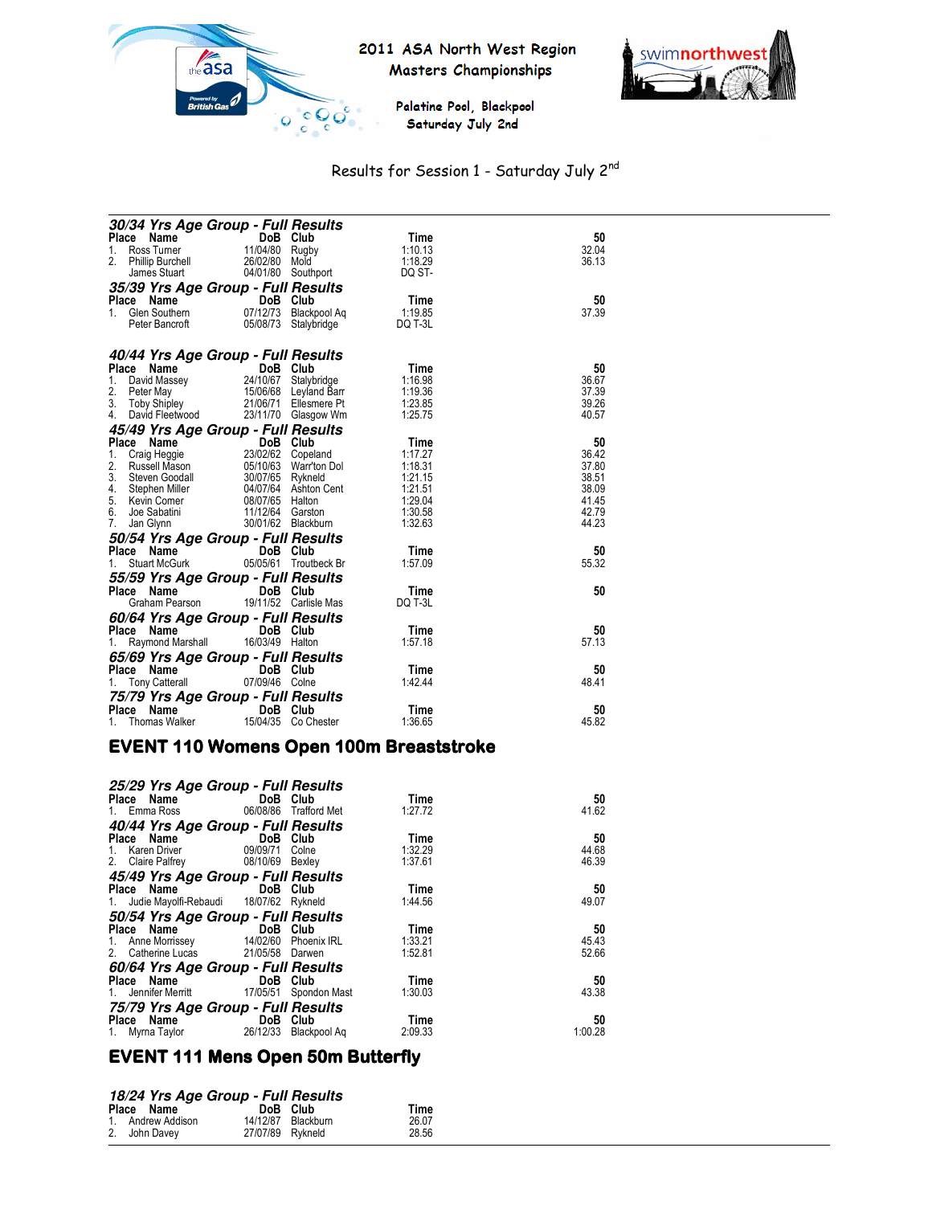# 2011 ASA North West Region Masters Championships

Palatine Pool, Blackpool
Saturday July 2nd

Results for Session 1 - Saturday July 2nd

### *30/34 Yrs Age Group - Full Results*

| Place | Name | DoB | Club | Time | 50 |
|---|---|---|---|---|---|
| 1. | Ross Turner | 11/04/80 | Rugby | 1:10.13 | 32.04 |
| 2. | Phillip Burchell | 26/02/80 | Mold | 1:18.29 | 36.13 |
| | James Stuart | 04/01/80 | Southport | DQ ST- | |

### *35/39 Yrs Age Group - Full Results*

| Place | Name | DoB | Club | Time | 50 |
|---|---|---|---|---|---|
| 1. | Glen Southern | 07/12/73 | Blackpool Aq | 1:19.85 | 37.39 |
| | Peter Bancroft | 05/08/73 | Stalybridge | DQ T-3L | |

### *40/44 Yrs Age Group - Full Results*

| Place | Name | DoB | Club | Time | 50 |
|---|---|---|---|---|---|
| 1. | David Massey | 24/10/67 | Stalybridge | 1:16.98 | 36.67 |
| 2. | Peter May | 15/06/68 | Leyland Barr | 1:19.36 | 37.39 |
| 3. | Toby Shipley | 21/06/71 | Ellesmere Pt | 1:23.85 | 39.26 |
| 4. | David Fleetwood | 23/11/70 | Glasgow Wm | 1:25.75 | 40.57 |

### *45/49 Yrs Age Group - Full Results*

| Place | Name | DoB | Club | Time | 50 |
|---|---|---|---|---|---|
| 1. | Craig Heggie | 23/02/62 | Copeland | 1:17.27 | 36.42 |
| 2. | Russell Mason | 05/10/63 | Warr'ton Dol | 1:18.31 | 37.80 |
| 3. | Steven Goodall | 30/07/65 | Rykneld | 1:21.15 | 38.51 |
| 4. | Stephen Miller | 04/07/64 | Ashton Cent | 1:21.51 | 38.09 |
| 5. | Kevin Comer | 08/07/65 | Halton | 1:29.04 | 41.45 |
| 6. | Joe Sabatini | 11/12/64 | Garston | 1:30.58 | 42.79 |
| 7. | Jan Glynn | 30/01/62 | Blackburn | 1:32.63 | 44.23 |

### *50/54 Yrs Age Group - Full Results*

| Place | Name | DoB | Club | Time | 50 |
|---|---|---|---|---|---|
| 1. | Stuart McGurk | 05/05/61 | Troutbeck Br | 1:57.09 | 55.32 |

### *55/59 Yrs Age Group - Full Results*

| Place | Name | DoB | Club | Time | 50 |
|---|---|---|---|---|---|
| | Graham Pearson | 19/11/52 | Carlisle Mas | DQ T-3L | |

### *60/64 Yrs Age Group - Full Results*

| Place | Name | DoB | Club | Time | 50 |
|---|---|---|---|---|---|
| 1. | Raymond Marshall | 16/03/49 | Halton | 1:57.18 | 57.13 |

### *65/69 Yrs Age Group - Full Results*

| Place | Name | DoB | Club | Time | 50 |
|---|---|---|---|---|---|
| 1. | Tony Catterall | 07/09/46 | Colne | 1:42.44 | 48.41 |

### *75/79 Yrs Age Group - Full Results*

| Place | Name | DoB | Club | Time | 50 |
|---|---|---|---|---|---|
| 1. | Thomas Walker | 15/04/35 | Co Chester | 1:36.65 | 45.82 |

## EVENT 110 Womens Open 100m Breaststroke

### *25/29 Yrs Age Group - Full Results*

| Place | Name | DoB | Club | Time | 50 |
|---|---|---|---|---|---|
| 1. | Emma Ross | 06/08/86 | Trafford Met | 1:27.72 | 41.62 |

### *40/44 Yrs Age Group - Full Results*

| Place | Name | DoB | Club | Time | 50 |
|---|---|---|---|---|---|
| 1. | Karen Driver | 09/09/71 | Colne | 1:32.29 | 44.68 |
| 2. | Claire Palfrey | 08/10/69 | Bexley | 1:37.61 | 46.39 |

### *45/49 Yrs Age Group - Full Results*

| Place | Name | DoB | Club | Time | 50 |
|---|---|---|---|---|---|
| 1. | Judie Mayolfi-Rebaudi | 18/07/62 | Rykneld | 1:44.56 | 49.07 |

### *50/54 Yrs Age Group - Full Results*

| Place | Name | DoB | Club | Time | 50 |
|---|---|---|---|---|---|
| 1. | Anne Morrissey | 14/02/60 | Phoenix IRL | 1:33.21 | 45.43 |
| 2. | Catherine Lucas | 21/05/58 | Darwen | 1:52.81 | 52.66 |

### *60/64 Yrs Age Group - Full Results*

| Place | Name | DoB | Club | Time | 50 |
|---|---|---|---|---|---|
| 1. | Jennifer Merritt | 17/05/51 | Spondon Mast | 1:30.03 | 43.38 |

### *75/79 Yrs Age Group - Full Results*

| Place | Name | DoB | Club | Time | 50 |
|---|---|---|---|---|---|
| 1. | Myrna Taylor | 26/12/33 | Blackpool Aq | 2:09.33 | 1:00.28 |

## EVENT 111 Mens Open 50m Butterfly

### *18/24 Yrs Age Group - Full Results*

| Place | Name | DoB | Club | Time |
|---|---|---|---|---|
| 1. | Andrew Addison | 14/12/87 | Blackburn | 26.07 |
| 2. | John Davey | 27/07/89 | Rykneld | 28.56 |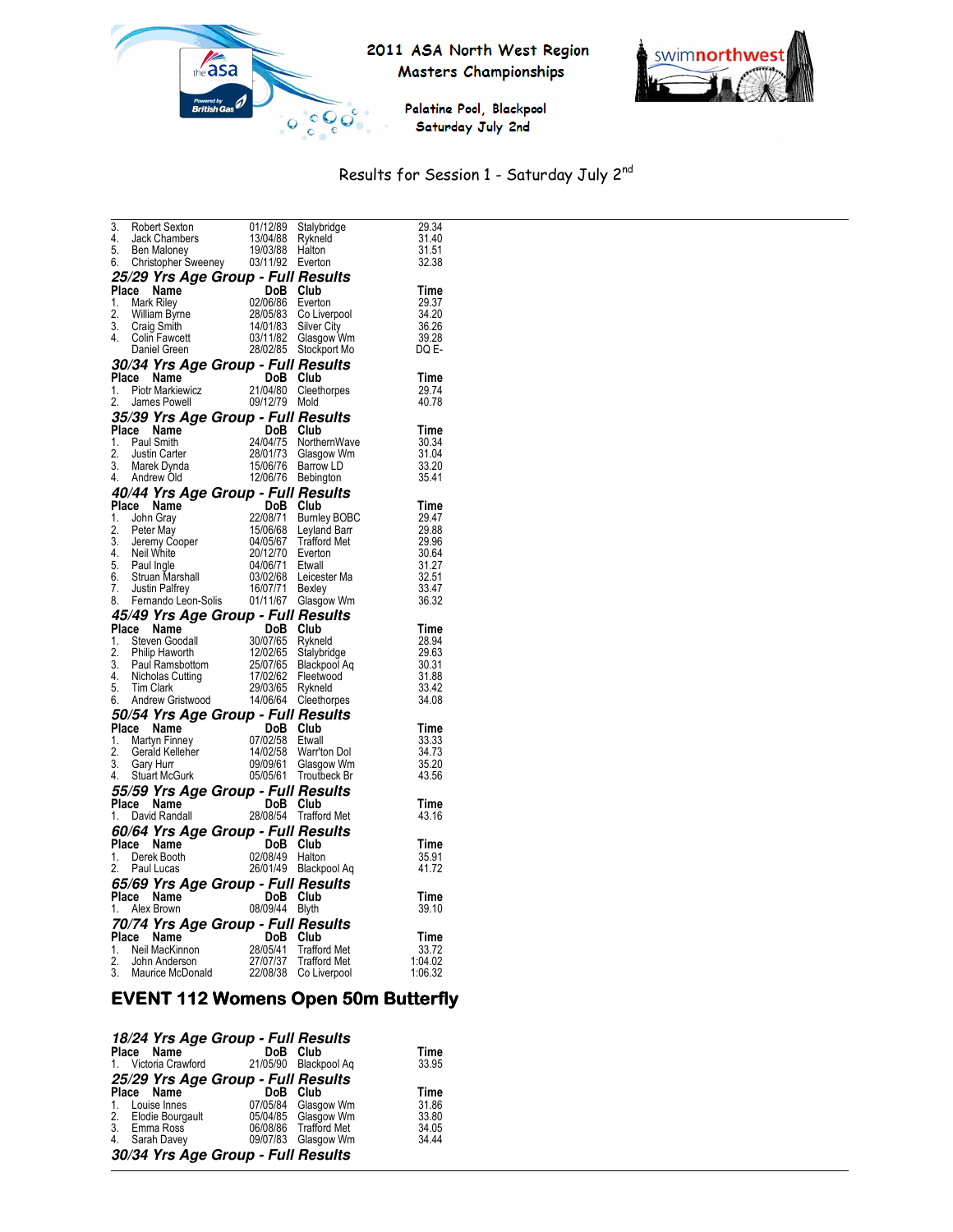Results for Session 1 - Saturday July 2nd

| Place | Name | DoB | Club | Time |
|---|---|---|---|---|
| 3. | Robert Sexton | 01/12/89 | Stalybridge | 29.34 |
| 4. | Jack Chambers | 13/04/88 | Rykneld | 31.40 |
| 5. | Ben Maloney | 19/03/88 | Halton | 31.51 |
| 6. | Christopher Sweeney | 03/11/92 | Everton | 32.38 |

### 25/29 Yrs Age Group - Full Results

| Place | Name | DoB | Club | Time |
|---|---|---|---|---|
| 1. | Mark Riley | 02/06/86 | Everton | 29.37 |
| 2. | William Byrne | 28/05/83 | Co Liverpool | 34.20 |
| 3. | Craig Smith | 14/01/83 | Silver City | 36.26 |
| 4. | Colin Fawcett | 03/11/82 | Glasgow Wm | 39.28 |
| | Daniel Green | 28/02/85 | Stockport Mo | DQ E- |

### 30/34 Yrs Age Group - Full Results

| Place | Name | DoB | Club | Time |
|---|---|---|---|---|
| 1. | Piotr Markiewicz | 21/04/80 | Cleethorpes | 29.74 |
| 2. | James Powell | 09/12/79 | Mold | 40.78 |

### 35/39 Yrs Age Group - Full Results

| Place | Name | DoB | Club | Time |
|---|---|---|---|---|
| 1. | Paul Smith | 24/04/75 | NorthernWave | 30.34 |
| 2. | Justin Carter | 28/01/73 | Glasgow Wm | 31.04 |
| 3. | Marek Dynda | 15/06/76 | Barrow LD | 33.20 |
| 4. | Andrew Old | 12/06/76 | Bebington | 35.41 |

### 40/44 Yrs Age Group - Full Results

| Place | Name | DoB | Club | Time |
|---|---|---|---|---|
| 1. | John Gray | 22/08/71 | Burnley BOBC | 29.47 |
| 2. | Peter May | 15/06/68 | Leyland Barr | 29.88 |
| 3. | Jeremy Cooper | 04/05/67 | Trafford Met | 29.96 |
| 4. | Neil White | 20/12/70 | Everton | 30.64 |
| 5. | Paul Ingle | 04/06/71 | Etwall | 31.27 |
| 6. | Struan Marshall | 03/02/68 | Leicester Ma | 32.51 |
| 7. | Justin Palfrey | 16/07/71 | Bexley | 33.47 |
| 8. | Fernando Leon-Solis | 01/11/67 | Glasgow Wm | 36.32 |

### 45/49 Yrs Age Group - Full Results

| Place | Name | DoB | Club | Time |
|---|---|---|---|---|
| 1. | Steven Goodall | 30/07/65 | Rykneld | 28.94 |
| 2. | Philip Haworth | 12/02/65 | Stalybridge | 29.63 |
| 3. | Paul Ramsbottom | 25/07/65 | Blackpool Aq | 30.31 |
| 4. | Nicholas Cutting | 17/02/62 | Fleetwood | 31.88 |
| 5. | Tim Clark | 29/03/65 | Rykneld | 33.42 |
| 6. | Andrew Gristwood | 14/06/64 | Cleethorpes | 34.08 |

### 50/54 Yrs Age Group - Full Results

| Place | Name | DoB | Club | Time |
|---|---|---|---|---|
| 1. | Martyn Finney | 07/02/58 | Etwall | 33.33 |
| 2. | Gerald Kelleher | 14/02/58 | Warr'ton Dol | 34.73 |
| 3. | Gary Hurr | 09/09/61 | Glasgow Wm | 35.20 |
| 4. | Stuart McGurk | 05/05/61 | Troutbeck Br | 43.56 |

### 55/59 Yrs Age Group - Full Results

| Place | Name | DoB | Club | Time |
|---|---|---|---|---|
| 1. | David Randall | 28/08/54 | Trafford Met | 43.16 |

### 60/64 Yrs Age Group - Full Results

| Place | Name | DoB | Club | Time |
|---|---|---|---|---|
| 1. | Derek Booth | 02/08/49 | Halton | 35.91 |
| 2. | Paul Lucas | 26/01/49 | Blackpool Aq | 41.72 |

### 65/69 Yrs Age Group - Full Results

| Place | Name | DoB | Club | Time |
|---|---|---|---|---|
| 1. | Alex Brown | 08/09/44 | Blyth | 39.10 |

### 70/74 Yrs Age Group - Full Results

| Place | Name | DoB | Club | Time |
|---|---|---|---|---|
| 1. | Neil MacKinnon | 28/05/41 | Trafford Met | 33.72 |
| 2. | John Anderson | 27/07/37 | Trafford Met | 1:04.02 |
| 3. | Maurice McDonald | 22/08/38 | Co Liverpool | 1:06.32 |

## EVENT 112 Womens Open 50m Butterfly

### 18/24 Yrs Age Group - Full Results

| Place | Name | DoB | Club | Time |
|---|---|---|---|---|
| 1. | Victoria Crawford | 21/05/90 | Blackpool Aq | 33.95 |

### 25/29 Yrs Age Group - Full Results

| Place | Name | DoB | Club | Time |
|---|---|---|---|---|
| 1. | Louise Innes | 07/05/84 | Glasgow Wm | 31.86 |
| 2. | Elodie Bourgault | 05/04/85 | Glasgow Wm | 33.80 |
| 3. | Emma Ross | 06/08/86 | Trafford Met | 34.05 |
| 4. | Sarah Davey | 09/07/83 | Glasgow Wm | 34.44 |

### 30/34 Yrs Age Group - Full Results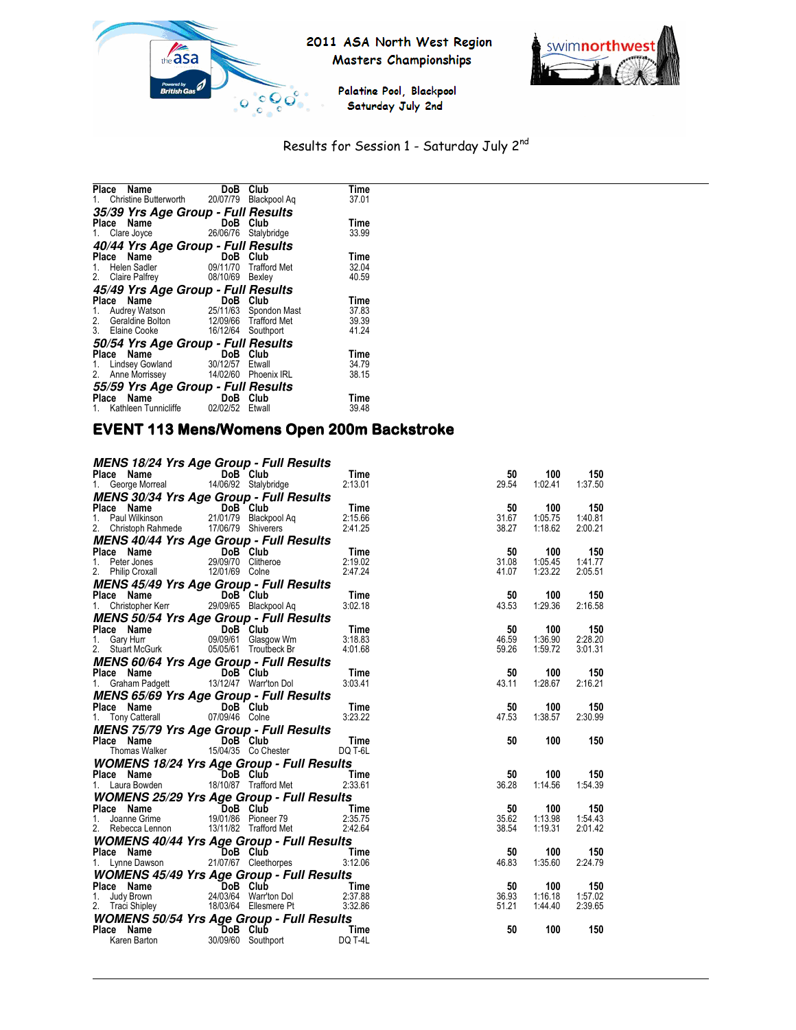# 2011 ASA North West Region Masters Championships

Palatine Pool, Blackpool
Saturday July 2nd

Results for Session 1 - Saturday July 2nd

| Place | Name | DoB | Club | Time |
|---|---|---|---|---|
| 1. | Christine Butterworth | 20/07/79 | Blackpool Aq | 37.01 |

### 35/39 Yrs Age Group - Full Results

| Place | Name | DoB | Club | Time |
|---|---|---|---|---|
| 1. | Clare Joyce | 26/06/76 | Stalybridge | 33.99 |

### 40/44 Yrs Age Group - Full Results

| Place | Name | DoB | Club | Time |
|---|---|---|---|---|
| 1. | Helen Sadler | 09/11/70 | Trafford Met | 32.04 |
| 2. | Claire Palfrey | 08/10/69 | Bexley | 40.59 |

### 45/49 Yrs Age Group - Full Results

| Place | Name | DoB | Club | Time |
|---|---|---|---|---|
| 1. | Audrey Watson | 25/11/63 | Spondon Mast | 37.83 |
| 2. | Geraldine Bolton | 12/09/66 | Trafford Met | 39.39 |
| 3. | Elaine Cooke | 16/12/64 | Southport | 41.24 |

### 50/54 Yrs Age Group - Full Results

| Place | Name | DoB | Club | Time |
|---|---|---|---|---|
| 1. | Lindsey Gowland | 30/12/57 | Etwall | 34.79 |
| 2. | Anne Morrissey | 14/02/60 | Phoenix IRL | 38.15 |

### 55/59 Yrs Age Group - Full Results

| Place | Name | DoB | Club | Time |
|---|---|---|---|---|
| 1. | Kathleen Tunnicliffe | 02/02/52 | Etwall | 39.48 |

## EVENT 113 Mens/Womens Open 200m Backstroke

### MENS 18/24 Yrs Age Group - Full Results

| Place | Name | DoB | Club | Time | 50 | 100 | 150 |
|---|---|---|---|---|---|---|---|
| 1. | George Morreal | 14/06/92 | Stalybridge | 2:13.01 | 29.54 | 1:02.41 | 1:37.50 |

### MENS 30/34 Yrs Age Group - Full Results

| Place | Name | DoB | Club | Time | 50 | 100 | 150 |
|---|---|---|---|---|---|---|---|
| 1. | Paul Wilkinson | 21/01/79 | Blackpool Aq | 2:15.66 | 31.67 | 1:05.75 | 1:40.81 |
| 2. | Christoph Rahmede | 17/06/79 | Shiverers | 2:41.25 | 38.27 | 1:18.62 | 2:00.21 |

### MENS 40/44 Yrs Age Group - Full Results

| Place | Name | DoB | Club | Time | 50 | 100 | 150 |
|---|---|---|---|---|---|---|---|
| 1. | Peter Jones | 29/09/70 | Clitheroe | 2:19.02 | 31.08 | 1:05.45 | 1:41.77 |
| 2. | Philip Croxall | 12/01/69 | Colne | 2:47.24 | 41.07 | 1:23.22 | 2:05.51 |

### MENS 45/49 Yrs Age Group - Full Results

| Place | Name | DoB | Club | Time | 50 | 100 | 150 |
|---|---|---|---|---|---|---|---|
| 1. | Christopher Kerr | 29/09/65 | Blackpool Aq | 3:02.18 | 43.53 | 1:29.36 | 2:16.58 |

### MENS 50/54 Yrs Age Group - Full Results

| Place | Name | DoB | Club | Time | 50 | 100 | 150 |
|---|---|---|---|---|---|---|---|
| 1. | Gary Hurr | 09/09/61 | Glasgow Wm | 3:18.83 | 46.59 | 1:36.90 | 2:28.20 |
| 2. | Stuart McGurk | 05/05/61 | Troutbeck Br | 4:01.68 | 59.26 | 1:59.72 | 3:01.31 |

### MENS 60/64 Yrs Age Group - Full Results

| Place | Name | DoB | Club | Time | 50 | 100 | 150 |
|---|---|---|---|---|---|---|---|
| 1. | Graham Padgett | 13/12/47 | Warr'ton Dol | 3:03.41 | 43.11 | 1:28.67 | 2:16.21 |

### MENS 65/69 Yrs Age Group - Full Results

| Place | Name | DoB | Club | Time | 50 | 100 | 150 |
|---|---|---|---|---|---|---|---|
| 1. | Tony Catterall | 07/09/46 | Colne | 3:23.22 | 47.53 | 1:38.57 | 2:30.99 |

### MENS 75/79 Yrs Age Group - Full Results

| Place | Name | DoB | Club | Time | 50 | 100 | 150 |
|---|---|---|---|---|---|---|---|
| | Thomas Walker | 15/04/35 | Co Chester | DQ T-6L | | | |

### WOMENS 18/24 Yrs Age Group - Full Results

| Place | Name | DoB | Club | Time | 50 | 100 | 150 |
|---|---|---|---|---|---|---|---|
| 1. | Laura Bowden | 18/10/87 | Trafford Met | 2:33.61 | 36.28 | 1:14.56 | 1:54.39 |

### WOMENS 25/29 Yrs Age Group - Full Results

| Place | Name | DoB | Club | Time | 50 | 100 | 150 |
|---|---|---|---|---|---|---|---|
| 1. | Joanne Grime | 19/01/86 | Pioneer 79 | 2:35.75 | 35.62 | 1:13.98 | 1:54.43 |
| 2. | Rebecca Lennon | 13/11/82 | Trafford Met | 2:42.64 | 38.54 | 1:19.31 | 2:01.42 |

### WOMENS 40/44 Yrs Age Group - Full Results

| Place | Name | DoB | Club | Time | 50 | 100 | 150 |
|---|---|---|---|---|---|---|---|
| 1. | Lynne Dawson | 21/07/67 | Cleethorpes | 3:12.06 | 46.83 | 1:35.60 | 2:24.79 |

### WOMENS 45/49 Yrs Age Group - Full Results

| Place | Name | DoB | Club | Time | 50 | 100 | 150 |
|---|---|---|---|---|---|---|---|
| 1. | Judy Brown | 24/03/64 | Warr'ton Dol | 2:37.88 | 36.93 | 1:16.18 | 1:57.02 |
| 2. | Traci Shipley | 18/03/64 | Ellesmere Pt | 3:32.86 | 51.21 | 1:44.40 | 2:39.65 |

### WOMENS 50/54 Yrs Age Group - Full Results

| Place | Name | DoB | Club | Time | 50 | 100 | 150 |
|---|---|---|---|---|---|---|---|
| | Karen Barton | 30/09/60 | Southport | DQ T-4L | | | |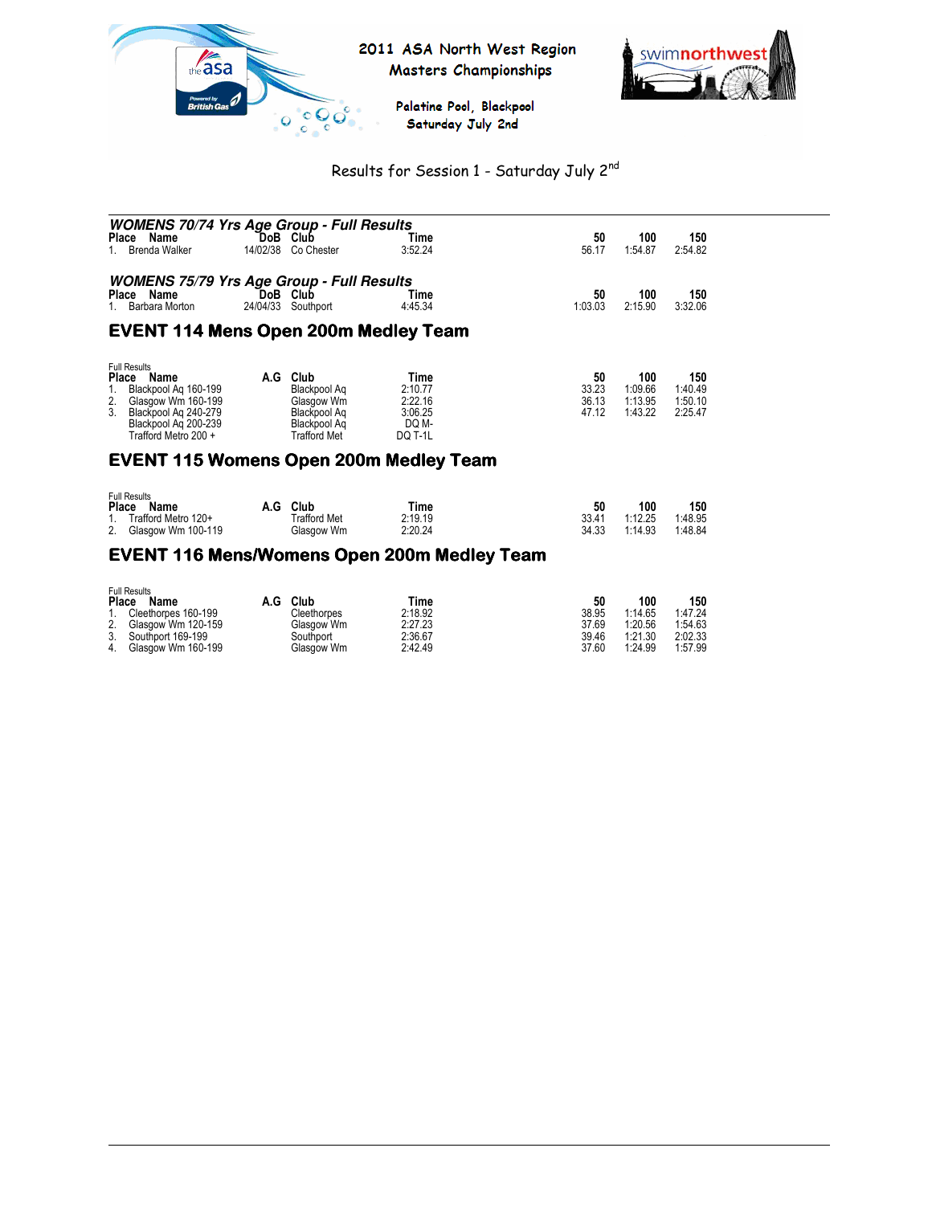2011 ASA North West Region Masters Championships

Palatine Pool, Blackpool
Saturday July 2nd

Results for Session 1 - Saturday July 2nd

### WOMENS 70/74 Yrs Age Group - Full Results

| Place | Name | DoB | Club | Time | 50 | 100 | 150 |
|---|---|---|---|---|---|---|---|
| 1. | Brenda Walker | 14/02/38 | Co Chester | 3:52.24 | 56.17 | 1:54.87 | 2:54.82 |

### WOMENS 75/79 Yrs Age Group - Full Results

| Place | Name | DoB | Club | Time | 50 | 100 | 150 |
|---|---|---|---|---|---|---|---|
| 1. | Barbara Morton | 24/04/33 | Southport | 4:45.34 | 1:03.03 | 2:15.90 | 3:32.06 |

## EVENT 114 Mens Open 200m Medley Team

Full Results

| Place | Name | A.G | Club | Time | 50 | 100 | 150 |
|---|---|---|---|---|---|---|---|
| 1. | Blackpool Aq 160-199 | | Blackpool Aq | 2:10.77 | 33.23 | 1:09.66 | 1:40.49 |
| 2. | Glasgow Wm 160-199 | | Glasgow Wm | 2:22.16 | 36.13 | 1:13.95 | 1:50.10 |
| 3. | Blackpool Aq 240-279 | | Blackpool Aq | 3:06.25 | 47.12 | 1:43.22 | 2:25.47 |
| | Blackpool Aq 200-239 | | Blackpool Aq | DQ M- | | | |
| | Trafford Metro 200 + | | Trafford Met | DQ T-1L | | | |

## EVENT 115 Womens Open 200m Medley Team

Full Results

| Place | Name | A.G | Club | Time | 50 | 100 | 150 |
|---|---|---|---|---|---|---|---|
| 1. | Trafford Metro 120+ | | Trafford Met | 2:19.19 | 33.41 | 1:12.25 | 1:48.95 |
| 2. | Glasgow Wm 100-119 | | Glasgow Wm | 2:20.24 | 34.33 | 1:14.93 | 1:48.84 |

## EVENT 116 Mens/Womens Open 200m Medley Team

Full Results

| Place | Name | A.G | Club | Time | 50 | 100 | 150 |
|---|---|---|---|---|---|---|---|
| 1. | Cleethorpes 160-199 | | Cleethorpes | 2:18.92 | 38.95 | 1:14.65 | 1:47.24 |
| 2. | Glasgow Wm 120-159 | | Glasgow Wm | 2:27.23 | 37.69 | 1:20.56 | 1:54.63 |
| 3. | Southport 169-199 | | Southport | 2:36.67 | 39.46 | 1:21.30 | 2:02.33 |
| 4. | Glasgow Wm 160-199 | | Glasgow Wm | 2:42.49 | 37.60 | 1:24.99 | 1:57.99 |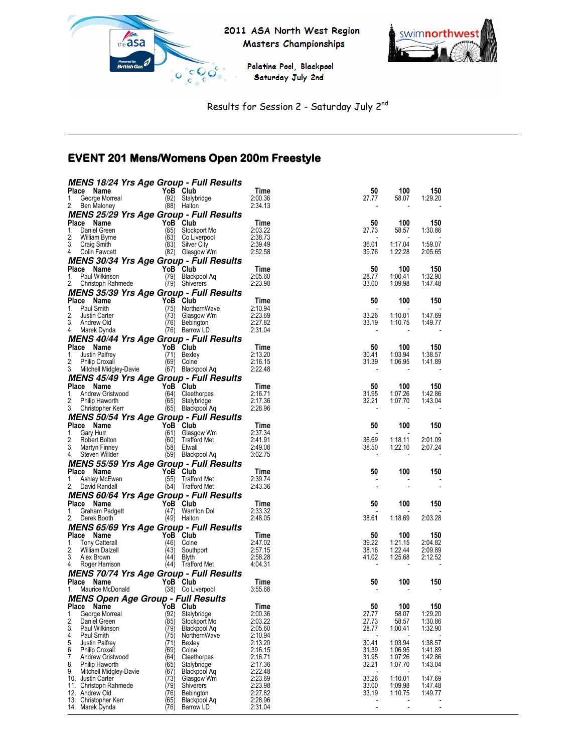2011 ASA North West Region
Masters Championships

Palatine Pool, Blackpool
Saturday July 2nd

Results for Session 2 - Saturday July 2nd

# EVENT 201 Mens/Womens Open 200m Freestyle

### MENS 18/24 Yrs Age Group - Full Results

| Place | Name | YoB | Club | Time | 50 | 100 | 150 |
|---|---|---|---|---|---|---|---|
| 1. | George Morreal | (92) | Stalybridge | 2:00.36 | 27.77 | 58.07 | 1:29.20 |
| 2. | Ben Maloney | (88) | Halton | 2:34.13 | - | - | - |

### MENS 25/29 Yrs Age Group - Full Results

| Place | Name | YoB | Club | Time | 50 | 100 | 150 |
|---|---|---|---|---|---|---|---|
| 1. | Daniel Green | (85) | Stockport Mo | 2:03.22 | 27.73 | 58.57 | 1:30.86 |
| 2. | William Byrne | (83) | Co Liverpool | 2:38.73 | - | - | - |
| 3. | Craig Smith | (83) | Silver City | 2:39.49 | 36.01 | 1:17.04 | 1:59.07 |
| 4. | Colin Fawcett | (82) | Glasgow Wm | 2:52.58 | 39.76 | 1:22.28 | 2:05.65 |

### MENS 30/34 Yrs Age Group - Full Results

| Place | Name | YoB | Club | Time | 50 | 100 | 150 |
|---|---|---|---|---|---|---|---|
| 1. | Paul Wilkinson | (79) | Blackpool Aq | 2:05.60 | 28.77 | 1:00.41 | 1:32.90 |
| 2. | Christoph Rahmede | (79) | Shiverers | 2:23.98 | 33.00 | 1:09.98 | 1:47.48 |

### MENS 35/39 Yrs Age Group - Full Results

| Place | Name | YoB | Club | Time | 50 | 100 | 150 |
|---|---|---|---|---|---|---|---|
| 1. | Paul Smith | (75) | NorthernWave | 2:10.94 | - | - | - |
| 2. | Justin Carter | (73) | Glasgow Wm | 2:23.69 | 33.26 | 1:10.01 | 1:47.69 |
| 3. | Andrew Old | (76) | Bebington | 2:27.82 | 33.19 | 1:10.75 | 1:49.77 |
| 4. | Marek Dynda | (76) | Barrow LD | 2:31.04 | - | - | - |

### MENS 40/44 Yrs Age Group - Full Results

| Place | Name | YoB | Club | Time | 50 | 100 | 150 |
|---|---|---|---|---|---|---|---|
| 1. | Justin Palfrey | (71) | Bexley | 2:13.20 | 30.41 | 1:03.94 | 1:38.57 |
| 2. | Philip Croxall | (69) | Colne | 2:16.15 | 31.39 | 1:06.95 | 1:41.89 |
| 3. | Mitchell Midgley-Davie | (67) | Blackpool Aq | 2:22.48 | - | - | - |

### MENS 45/49 Yrs Age Group - Full Results

| Place | Name | YoB | Club | Time | 50 | 100 | 150 |
|---|---|---|---|---|---|---|---|
| 1. | Andrew Gristwood | (64) | Cleethorpes | 2:16.71 | 31.95 | 1:07.26 | 1:42.86 |
| 2. | Philip Haworth | (65) | Stalybridge | 2:17.36 | 32.21 | 1:07.70 | 1:43.04 |
| 3. | Christopher Kerr | (65) | Blackpool Aq | 2:28.96 | - | - | - |

### MENS 50/54 Yrs Age Group - Full Results

| Place | Name | YoB | Club | Time | 50 | 100 | 150 |
|---|---|---|---|---|---|---|---|
| 1. | Gary Hurr | (61) | Glasgow Wm | 2:37.34 | - | - | - |
| 2. | Robert Bolton | (60) | Trafford Met | 2:41.91 | 36.69 | 1:18.11 | 2:01.09 |
| 3. | Martyn Finney | (58) | Etwall | 2:49.08 | 38.50 | 1:22.10 | 2:07.24 |
| 4. | Steven Willder | (59) | Blackpool Aq | 3:02.75 | - | - | - |

### MENS 55/59 Yrs Age Group - Full Results

| Place | Name | YoB | Club | Time | 50 | 100 | 150 |
|---|---|---|---|---|---|---|---|
| 1. | Ashley McEwen | (55) | Trafford Met | 2:39.74 | - | - | - |
| 2. | David Randall | (54) | Trafford Met | 2:43.36 | - | - | - |

### MENS 60/64 Yrs Age Group - Full Results

| Place | Name | YoB | Club | Time | 50 | 100 | 150 |
|---|---|---|---|---|---|---|---|
| 1. | Graham Padgett | (47) | Warr'ton Dol | 2:33.32 | - | - | - |
| 2. | Derek Booth | (49) | Halton | 2:48.05 | 38.61 | 1:18.69 | 2:03.28 |

### MENS 65/69 Yrs Age Group - Full Results

| Place | Name | YoB | Club | Time | 50 | 100 | 150 |
|---|---|---|---|---|---|---|---|
| 1. | Tony Catterall | (46) | Colne | 2:47.02 | 39.22 | 1:21.15 | 2:04.82 |
| 2. | William Dalzell | (43) | Southport | 2:57.15 | 38.16 | 1:22.44 | 2:09.89 |
| 3. | Alex Brown | (44) | Blyth | 2:58.28 | 41.02 | 1:25.68 | 2:12.52 |
| 4. | Roger Harrison | (44) | Trafford Met | 4:04.31 | - | - | - |

### MENS 70/74 Yrs Age Group - Full Results

| Place | Name | YoB | Club | Time | 50 | 100 | 150 |
|---|---|---|---|---|---|---|---|
| 1. | Maurice McDonald | (38) | Co Liverpool | 3:55.68 | - | - | - |

### MENS Open Age Group - Full Results

| Place | Name | YoB | Club | Time | 50 | 100 | 150 |
|---|---|---|---|---|---|---|---|
| 1. | George Morreal | (92) | Stalybridge | 2:00.36 | 27.77 | 58.07 | 1:29.20 |
| 2. | Daniel Green | (85) | Stockport Mo | 2:03.22 | 27.73 | 58.57 | 1:30.86 |
| 3. | Paul Wilkinson | (79) | Blackpool Aq | 2:05.60 | 28.77 | 1:00.41 | 1:32.90 |
| 4. | Paul Smith | (75) | NorthernWave | 2:10.94 | - | - | - |
| 5. | Justin Palfrey | (71) | Bexley | 2:13.20 | 30.41 | 1:03.94 | 1:38.57 |
| 6. | Philip Croxall | (69) | Colne | 2:16.15 | 31.39 | 1:06.95 | 1:41.89 |
| 7. | Andrew Gristwood | (64) | Cleethorpes | 2:16.71 | 31.95 | 1:07.26 | 1:42.86 |
| 8. | Philip Haworth | (65) | Stalybridge | 2:17.36 | 32.21 | 1:07.70 | 1:43.04 |
| 9. | Mitchell Midgley-Davie | (67) | Blackpool Aq | 2:22.48 | - | - | - |
| 10. | Justin Carter | (73) | Glasgow Wm | 2:23.69 | 33.26 | 1:10.01 | 1:47.69 |
| 11. | Christoph Rahmede | (79) | Shiverers | 2:23.98 | 33.00 | 1:09.98 | 1:47.48 |
| 12. | Andrew Old | (76) | Bebington | 2:27.82 | 33.19 | 1:10.75 | 1:49.77 |
| 13. | Christopher Kerr | (65) | Blackpool Aq | 2:28.96 | - | - | - |
| 14. | Marek Dynda | (76) | Barrow LD | 2:31.04 | - | - | - |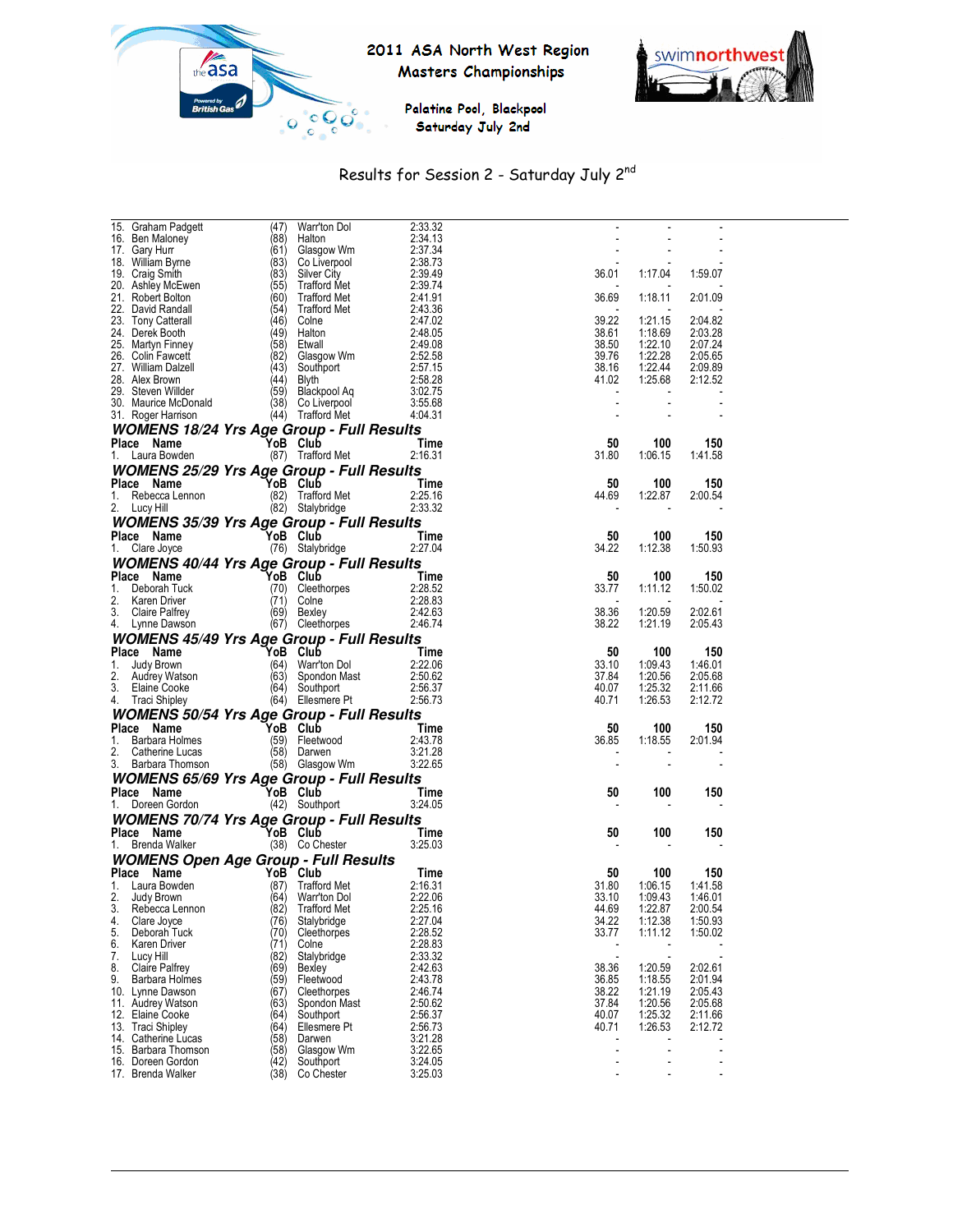# 2011 ASA North West Region Masters Championships

Palatine Pool, Blackpool
Saturday July 2nd

Results for Session 2 - Saturday July 2nd

| Place | Name | YoB | Club | Time | 50 | 100 | 150 |
|---|---|---|---|---|---|---|---|
| 15. | Graham Padgett | (47) | Warr'ton Dol | 2:33.32 | - | - | - |
| 16. | Ben Maloney | (88) | Halton | 2:34.13 | - | - | - |
| 17. | Gary Hurr | (61) | Glasgow Wm | 2:37.34 | - | - | - |
| 18. | William Byrne | (83) | Co Liverpool | 2:38.73 | - | - | - |
| 19. | Craig Smith | (83) | Silver City | 2:39.49 | 36.01 | 1:17.04 | 1:59.07 |
| 20. | Ashley McEwen | (55) | Trafford Met | 2:39.74 | - | - | - |
| 21. | Robert Bolton | (60) | Trafford Met | 2:41.91 | 36.69 | 1:18.11 | 2:01.09 |
| 22. | David Randall | (54) | Trafford Met | 2:43.36 | - | - | - |
| 23. | Tony Catterall | (46) | Colne | 2:47.02 | 39.22 | 1:21.15 | 2:04.82 |
| 24. | Derek Booth | (49) | Halton | 2:48.05 | 38.61 | 1:18.69 | 2:03.28 |
| 25. | Martyn Finney | (58) | Etwall | 2:49.08 | 38.50 | 1:22.10 | 2:07.24 |
| 26. | Colin Fawcett | (82) | Glasgow Wm | 2:52.58 | 39.76 | 1:22.28 | 2:05.65 |
| 27. | William Dalzell | (43) | Southport | 2:57.15 | 38.16 | 1:22.44 | 2:09.89 |
| 28. | Alex Brown | (44) | Blyth | 2:58.28 | 41.02 | 1:25.68 | 2:12.52 |
| 29. | Steven Willder | (59) | Blackpool Aq | 3:02.75 | - | - | - |
| 30. | Maurice McDonald | (38) | Co Liverpool | 3:55.68 | - | - | - |
| 31. | Roger Harrison | (44) | Trafford Met | 4:04.31 | - | - | - |

## WOMENS 18/24 Yrs Age Group - Full Results

| Place | Name | YoB | Club | Time | 50 | 100 | 150 |
|---|---|---|---|---|---|---|---|
| 1. | Laura Bowden | (87) | Trafford Met | 2:16.31 | 31.80 | 1:06.15 | 1:41.58 |

## WOMENS 25/29 Yrs Age Group - Full Results

| Place | Name | YoB | Club | Time | 50 | 100 | 150 |
|---|---|---|---|---|---|---|---|
| 1. | Rebecca Lennon | (82) | Trafford Met | 2:25.16 | 44.69 | 1:22.87 | 2:00.54 |
| 2. | Lucy Hill | (82) | Stalybridge | 2:33.32 | - | - | - |

## WOMENS 35/39 Yrs Age Group - Full Results

| Place | Name | YoB | Club | Time | 50 | 100 | 150 |
|---|---|---|---|---|---|---|---|
| 1. | Clare Joyce | (76) | Stalybridge | 2:27.04 | 34.22 | 1:12.38 | 1:50.93 |

## WOMENS 40/44 Yrs Age Group - Full Results

| Place | Name | YoB | Club | Time | 50 | 100 | 150 |
|---|---|---|---|---|---|---|---|
| 1. | Deborah Tuck | (70) | Cleethorpes | 2:28.52 | 33.77 | 1:11.12 | 1:50.02 |
| 2. | Karen Driver | (71) | Colne | 2:28.83 | - | - | - |
| 3. | Claire Palfrey | (69) | Bexley | 2:42.63 | 38.36 | 1:20.59 | 2:02.61 |
| 4. | Lynne Dawson | (67) | Cleethorpes | 2:46.74 | 38.22 | 1:21.19 | 2:05.43 |

## WOMENS 45/49 Yrs Age Group - Full Results

| Place | Name | YoB | Club | Time | 50 | 100 | 150 |
|---|---|---|---|---|---|---|---|
| 1. | Judy Brown | (64) | Warr'ton Dol | 2:22.06 | 33.10 | 1:09.43 | 1:46.01 |
| 2. | Audrey Watson | (63) | Spondon Mast | 2:50.62 | 37.84 | 1:20.56 | 2:05.68 |
| 3. | Elaine Cooke | (64) | Southport | 2:56.37 | 40.07 | 1:25.32 | 2:11.66 |
| 4. | Traci Shipley | (64) | Ellesmere Pt | 2:56.73 | 40.71 | 1:26.53 | 2:12.72 |

## WOMENS 50/54 Yrs Age Group - Full Results

| Place | Name | YoB | Club | Time | 50 | 100 | 150 |
|---|---|---|---|---|---|---|---|
| 1. | Barbara Holmes | (59) | Fleetwood | 2:43.78 | 36.85 | 1:18.55 | 2:01.94 |
| 2. | Catherine Lucas | (58) | Darwen | 3:21.28 | - | - | - |
| 3. | Barbara Thomson | (58) | Glasgow Wm | 3:22.65 | - | - | - |

## WOMENS 65/69 Yrs Age Group - Full Results

| Place | Name | YoB | Club | Time | 50 | 100 | 150 |
|---|---|---|---|---|---|---|---|
| 1. | Doreen Gordon | (42) | Southport | 3:24.05 | - | - | - |

## WOMENS 70/74 Yrs Age Group - Full Results

| Place | Name | YoB | Club | Time | 50 | 100 | 150 |
|---|---|---|---|---|---|---|---|
| 1. | Brenda Walker | (38) | Co Chester | 3:25.03 | - | - | - |

## WOMENS Open Age Group - Full Results

| Place | Name | YoB | Club | Time | 50 | 100 | 150 |
|---|---|---|---|---|---|---|---|
| 1. | Laura Bowden | (87) | Trafford Met | 2:16.31 | 31.80 | 1:06.15 | 1:41.58 |
| 2. | Judy Brown | (64) | Warr'ton Dol | 2:22.06 | 33.10 | 1:09.43 | 1:46.01 |
| 3. | Rebecca Lennon | (82) | Trafford Met | 2:25.16 | 44.69 | 1:22.87 | 2:00.54 |
| 4. | Clare Joyce | (76) | Stalybridge | 2:27.04 | 34.22 | 1:12.38 | 1:50.93 |
| 5. | Deborah Tuck | (70) | Cleethorpes | 2:28.52 | 33.77 | 1:11.12 | 1:50.02 |
| 6. | Karen Driver | (71) | Colne | 2:28.83 | - | - | - |
| 7. | Lucy Hill | (82) | Stalybridge | 2:33.32 | - | - | - |
| 8. | Claire Palfrey | (69) | Bexley | 2:42.63 | 38.36 | 1:20.59 | 2:02.61 |
| 9. | Barbara Holmes | (59) | Fleetwood | 2:43.78 | 36.85 | 1:18.55 | 2:01.94 |
| 10. | Lynne Dawson | (67) | Cleethorpes | 2:46.74 | 38.22 | 1:21.19 | 2:05.43 |
| 11. | Audrey Watson | (63) | Spondon Mast | 2:50.62 | 37.84 | 1:20.56 | 2:05.68 |
| 12. | Elaine Cooke | (64) | Southport | 2:56.37 | 40.07 | 1:25.32 | 2:11.66 |
| 13. | Traci Shipley | (64) | Ellesmere Pt | 2:56.73 | 40.71 | 1:26.53 | 2:12.72 |
| 14. | Catherine Lucas | (58) | Darwen | 3:21.28 | - | - | - |
| 15. | Barbara Thomson | (58) | Glasgow Wm | 3:22.65 | - | - | - |
| 16. | Doreen Gordon | (42) | Southport | 3:24.05 | - | - | - |
| 17. | Brenda Walker | (38) | Co Chester | 3:25.03 | - | - | - |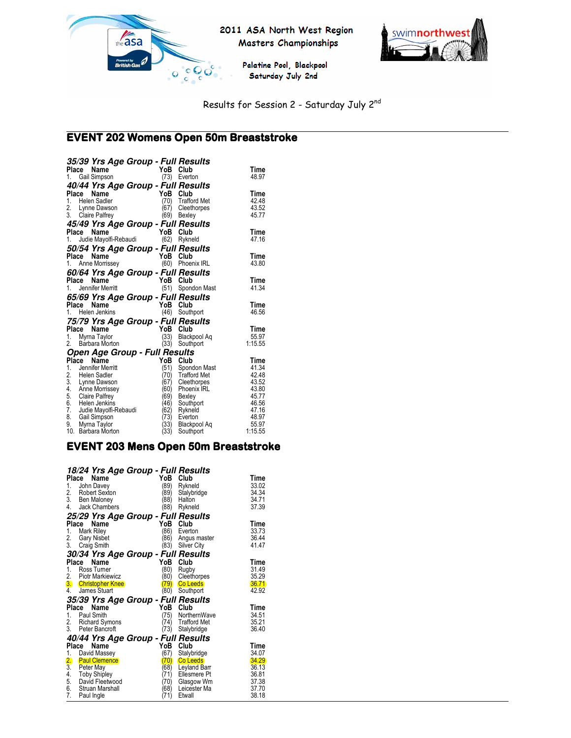2011 ASA North West Region Masters Championships

Palatine Pool, Blackpool
Saturday July 2nd

Results for Session 2 - Saturday July 2nd

## EVENT 202 Womens Open 50m Breaststroke

### 35/39 Yrs Age Group - Full Results

| Place | Name | YoB | Club | Time |
|---|---|---|---|---|
| 1. | Gail Simpson | (73) | Everton | 48.97 |

### 40/44 Yrs Age Group - Full Results

| Place | Name | YoB | Club | Time |
|---|---|---|---|---|
| 1. | Helen Sadler | (70) | Trafford Met | 42.48 |
| 2. | Lynne Dawson | (67) | Cleethorpes | 43.52 |
| 3. | Claire Palfrey | (69) | Bexley | 45.77 |

### 45/49 Yrs Age Group - Full Results

| Place | Name | YoB | Club | Time |
|---|---|---|---|---|
| 1. | Judie Mayolfi-Rebaudi | (62) | Rykneld | 47.16 |

### 50/54 Yrs Age Group - Full Results

| Place | Name | YoB | Club | Time |
|---|---|---|---|---|
| 1. | Anne Morrissey | (60) | Phoenix IRL | 43.80 |

### 60/64 Yrs Age Group - Full Results

| Place | Name | YoB | Club | Time |
|---|---|---|---|---|
| 1. | Jennifer Merritt | (51) | Spondon Mast | 41.34 |

### 65/69 Yrs Age Group - Full Results

| Place | Name | YoB | Club | Time |
|---|---|---|---|---|
| 1. | Helen Jenkins | (46) | Southport | 46.56 |

### 75/79 Yrs Age Group - Full Results

| Place | Name | YoB | Club | Time |
|---|---|---|---|---|
| 1. | Myrna Taylor | (33) | Blackpool Aq | 55.97 |
| 2. | Barbara Morton | (33) | Southport | 1:15.55 |

### Open Age Group - Full Results

| Place | Name | YoB | Club | Time |
|---|---|---|---|---|
| 1. | Jennifer Merritt | (51) | Spondon Mast | 41.34 |
| 2. | Helen Sadler | (70) | Trafford Met | 42.48 |
| 3. | Lynne Dawson | (67) | Cleethorpes | 43.52 |
| 4. | Anne Morrissey | (60) | Phoenix IRL | 43.80 |
| 5. | Claire Palfrey | (69) | Bexley | 45.77 |
| 6. | Helen Jenkins | (46) | Southport | 46.56 |
| 7. | Judie Mayolfi-Rebaudi | (62) | Rykneld | 47.16 |
| 8. | Gail Simpson | (73) | Everton | 48.97 |
| 9. | Myrna Taylor | (33) | Blackpool Aq | 55.97 |
| 10. | Barbara Morton | (33) | Southport | 1:15.55 |

## EVENT 203 Mens Open 50m Breaststroke

### 18/24 Yrs Age Group - Full Results

| Place | Name | YoB | Club | Time |
|---|---|---|---|---|
| 1. | John Davey | (89) | Rykneld | 33.02 |
| 2. | Robert Sexton | (89) | Stalybridge | 34.34 |
| 3. | Ben Maloney | (88) | Halton | 34.71 |
| 4. | Jack Chambers | (88) | Rykneld | 37.39 |

### 25/29 Yrs Age Group - Full Results

| Place | Name | YoB | Club | Time |
|---|---|---|---|---|
| 1. | Mark Riley | (86) | Everton | 33.73 |
| 2. | Gary Nisbet | (86) | Angus master | 36.44 |
| 3. | Craig Smith | (83) | Silver City | 41.47 |

### 30/34 Yrs Age Group - Full Results

| Place | Name | YoB | Club | Time |
|---|---|---|---|---|
| 1. | Ross Turner | (80) | Rugby | 31.49 |
| 2. | Piotr Markiewicz | (80) | Cleethorpes | 35.29 |
| 3. | Christopher Knee | (79) | Co Leeds | 36.71 |
| 4. | James Stuart | (80) | Southport | 42.92 |

### 35/39 Yrs Age Group - Full Results

| Place | Name | YoB | Club | Time |
|---|---|---|---|---|
| 1. | Paul Smith | (75) | NorthernWave | 34.51 |
| 2. | Richard Symons | (74) | Trafford Met | 35.21 |
| 3. | Peter Bancroft | (73) | Stalybridge | 36.40 |

### 40/44 Yrs Age Group - Full Results

| Place | Name | YoB | Club | Time |
|---|---|---|---|---|
| 1. | David Massey | (67) | Stalybridge | 34.07 |
| 2. | Paul Clemence | (70) | Co Leeds | 34.29 |
| 3. | Peter May | (68) | Leyland Barr | 36.13 |
| 4. | Toby Shipley | (71) | Ellesmere Pt | 36.81 |
| 5. | David Fleetwood | (70) | Glasgow Wm | 37.38 |
| 6. | Struan Marshall | (68) | Leicester Ma | 37.70 |
| 7. | Paul Ingle | (71) | Etwall | 38.18 |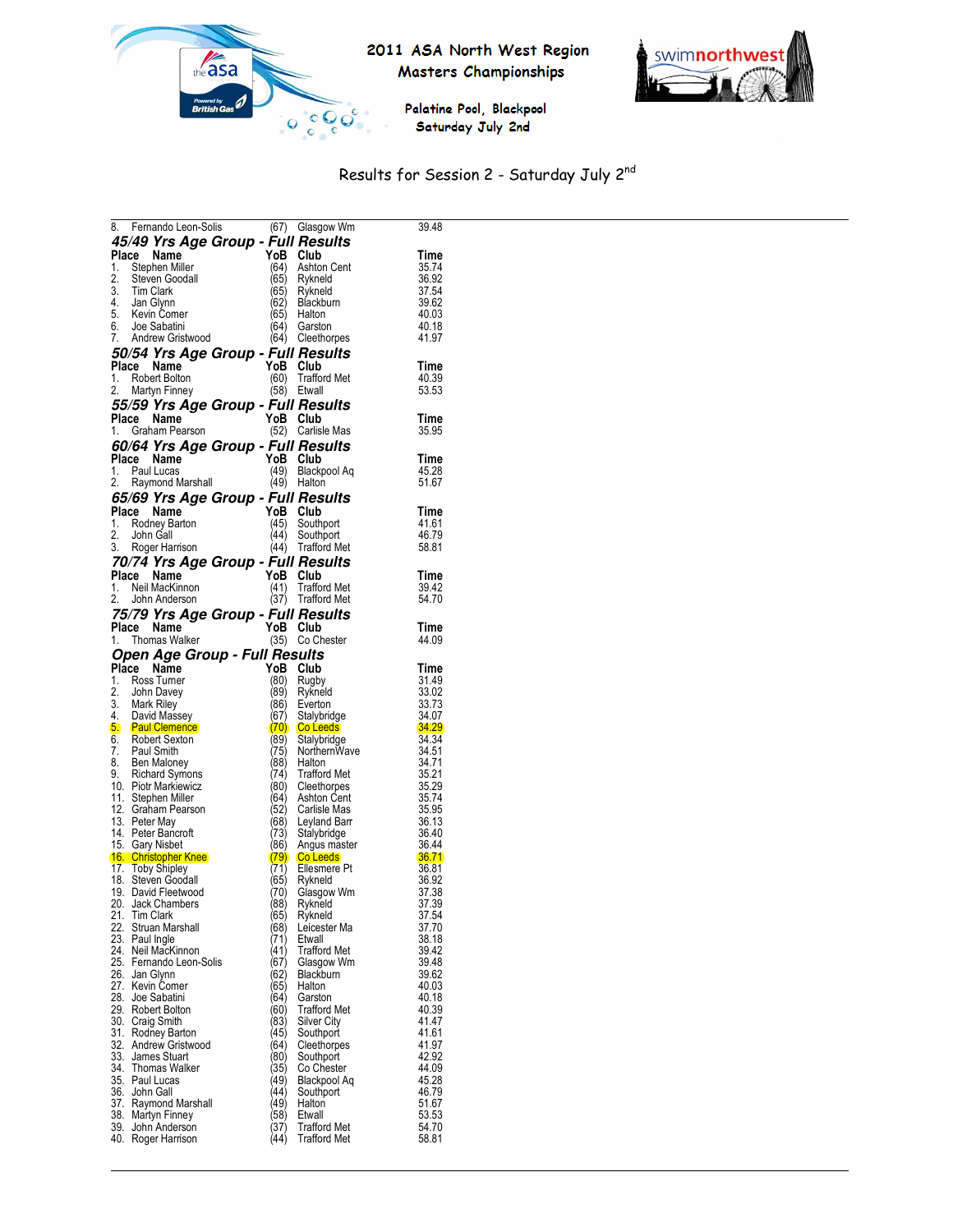# 2011 ASA North West Region Masters Championships

Palatine Pool, Blackpool
Saturday July 2nd

Results for Session 2 - Saturday July 2nd

| Place | Name | YoB | Club | Time |
|---|---|---|---|---|
| 8. | Fernando Leon-Solis | (67) | Glasgow Wm | 39.48 |

## 45/49 Yrs Age Group - Full Results

| Place | Name | YoB | Club | Time |
|---|---|---|---|---|
| 1. | Stephen Miller | (64) | Ashton Cent | 35.74 |
| 2. | Steven Goodall | (65) | Rykneld | 36.92 |
| 3. | Tim Clark | (65) | Rykneld | 37.54 |
| 4. | Jan Glynn | (62) | Blackburn | 39.62 |
| 5. | Kevin Comer | (65) | Halton | 40.03 |
| 6. | Joe Sabatini | (64) | Garston | 40.18 |
| 7. | Andrew Gristwood | (64) | Cleethorpes | 41.97 |

## 50/54 Yrs Age Group - Full Results

| Place | Name | YoB | Club | Time |
|---|---|---|---|---|
| 1. | Robert Bolton | (60) | Trafford Met | 40.39 |
| 2. | Martyn Finney | (58) | Etwall | 53.53 |

## 55/59 Yrs Age Group - Full Results

| Place | Name | YoB | Club | Time |
|---|---|---|---|---|
| 1. | Graham Pearson | (52) | Carlisle Mas | 35.95 |

## 60/64 Yrs Age Group - Full Results

| Place | Name | YoB | Club | Time |
|---|---|---|---|---|
| 1. | Paul Lucas | (49) | Blackpool Aq | 45.28 |
| 2. | Raymond Marshall | (49) | Halton | 51.67 |

## 65/69 Yrs Age Group - Full Results

| Place | Name | YoB | Club | Time |
|---|---|---|---|---|
| 1. | Rodney Barton | (45) | Southport | 41.61 |
| 2. | John Gall | (44) | Southport | 46.79 |
| 3. | Roger Harrison | (44) | Trafford Met | 58.81 |

## 70/74 Yrs Age Group - Full Results

| Place | Name | YoB | Club | Time |
|---|---|---|---|---|
| 1. | Neil MacKinnon | (41) | Trafford Met | 39.42 |
| 2. | John Anderson | (37) | Trafford Met | 54.70 |

## 75/79 Yrs Age Group - Full Results

| Place | Name | YoB | Club | Time |
|---|---|---|---|---|
| 1. | Thomas Walker | (35) | Co Chester | 44.09 |

## Open Age Group - Full Results

| Place | Name | YoB | Club | Time |
|---|---|---|---|---|
| 1. | Ross Turner | (80) | Rugby | 31.49 |
| 2. | John Davey | (89) | Rykneld | 33.02 |
| 3. | Mark Riley | (86) | Everton | 33.73 |
| 4. | David Massey | (67) | Stalybridge | 34.07 |
| 5. | Paul Clemence | (70) | Co Leeds | 34.29 |
| 6. | Robert Sexton | (89) | Stalybridge | 34.34 |
| 7. | Paul Smith | (75) | NorthernWave | 34.51 |
| 8. | Ben Maloney | (88) | Halton | 34.71 |
| 9. | Richard Symons | (74) | Trafford Met | 35.21 |
| 10. | Piotr Markiewicz | (80) | Cleethorpes | 35.29 |
| 11. | Stephen Miller | (64) | Ashton Cent | 35.74 |
| 12. | Graham Pearson | (52) | Carlisle Mas | 35.95 |
| 13. | Peter May | (68) | Leyland Barr | 36.13 |
| 14. | Peter Bancroft | (73) | Stalybridge | 36.40 |
| 15. | Gary Nisbet | (86) | Angus master | 36.44 |
| 16. | Christopher Knee | (79) | Co Leeds | 36.71 |
| 17. | Toby Shipley | (71) | Ellesmere Pt | 36.81 |
| 18. | Steven Goodall | (65) | Rykneld | 36.92 |
| 19. | David Fleetwood | (70) | Glasgow Wm | 37.38 |
| 20. | Jack Chambers | (88) | Rykneld | 37.39 |
| 21. | Tim Clark | (65) | Rykneld | 37.54 |
| 22. | Struan Marshall | (68) | Leicester Ma | 37.70 |
| 23. | Paul Ingle | (71) | Etwall | 38.18 |
| 24. | Neil MacKinnon | (41) | Trafford Met | 39.42 |
| 25. | Fernando Leon-Solis | (67) | Glasgow Wm | 39.48 |
| 26. | Jan Glynn | (62) | Blackburn | 39.62 |
| 27. | Kevin Comer | (65) | Halton | 40.03 |
| 28. | Joe Sabatini | (64) | Garston | 40.18 |
| 29. | Robert Bolton | (60) | Trafford Met | 40.39 |
| 30. | Craig Smith | (83) | Silver City | 41.47 |
| 31. | Rodney Barton | (45) | Southport | 41.61 |
| 32. | Andrew Gristwood | (64) | Cleethorpes | 41.97 |
| 33. | James Stuart | (80) | Southport | 42.92 |
| 34. | Thomas Walker | (35) | Co Chester | 44.09 |
| 35. | Paul Lucas | (49) | Blackpool Aq | 45.28 |
| 36. | John Gall | (44) | Southport | 46.79 |
| 37. | Raymond Marshall | (49) | Halton | 51.67 |
| 38. | Martyn Finney | (58) | Etwall | 53.53 |
| 39. | John Anderson | (37) | Trafford Met | 54.70 |
| 40. | Roger Harrison | (44) | Trafford Met | 58.81 |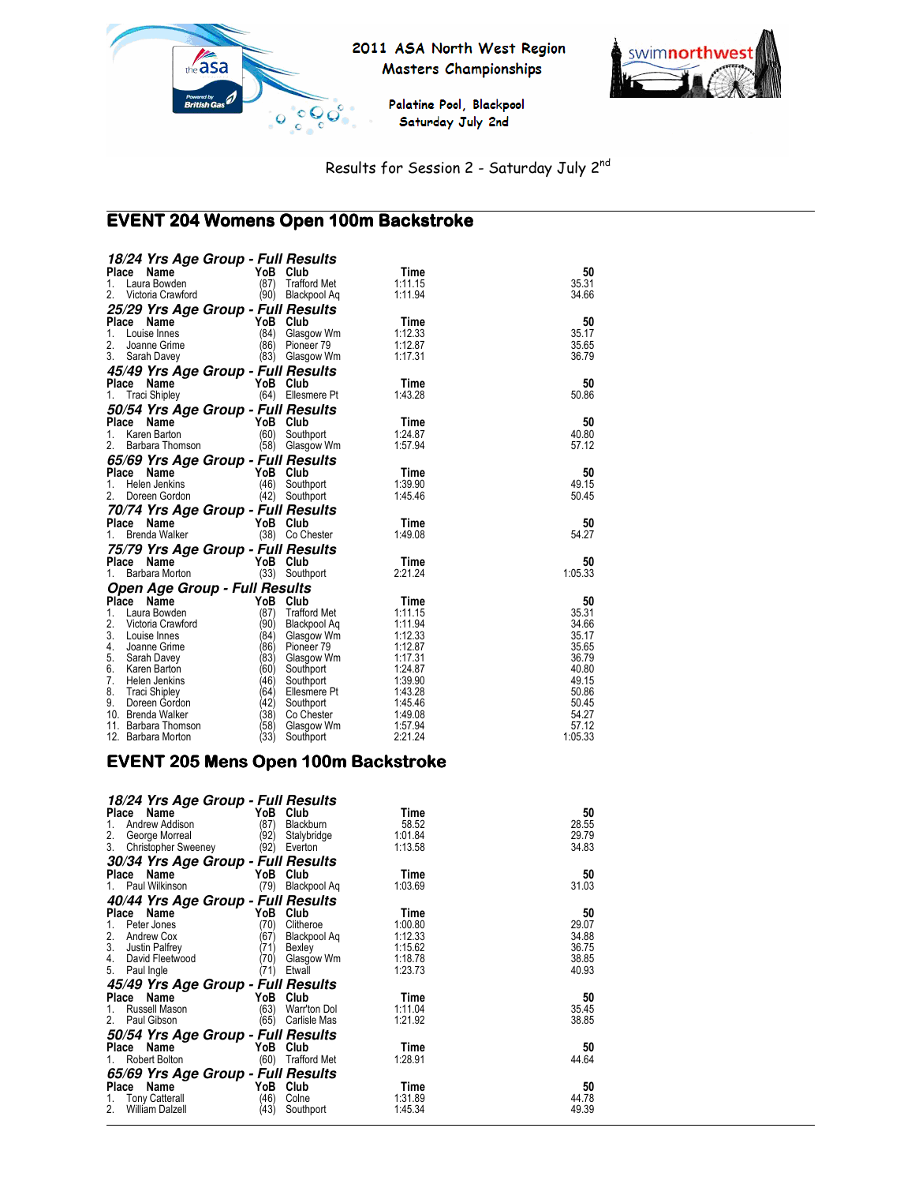2011 ASA North West Region
Masters Championships

Palatine Pool, Blackpool
Saturday July 2nd

Results for Session 2 - Saturday July 2nd

## EVENT 204 Womens Open 100m Backstroke

### *18/24 Yrs Age Group - Full Results*

| Place | Name | YoB | Club | Time | 50 |
|---|---|---|---|---|---|
| 1. | Laura Bowden | (87) | Trafford Met | 1:11.15 | 35.31 |
| 2. | Victoria Crawford | (90) | Blackpool Aq | 1:11.94 | 34.66 |

### *25/29 Yrs Age Group - Full Results*

| Place | Name | YoB | Club | Time | 50 |
|---|---|---|---|---|---|
| 1. | Louise Innes | (84) | Glasgow Wm | 1:12.33 | 35.17 |
| 2. | Joanne Grime | (86) | Pioneer 79 | 1:12.87 | 35.65 |
| 3. | Sarah Davey | (83) | Glasgow Wm | 1:17.31 | 36.79 |

### *45/49 Yrs Age Group - Full Results*

| Place | Name | YoB | Club | Time | 50 |
|---|---|---|---|---|---|
| 1. | Traci Shipley | (64) | Ellesmere Pt | 1:43.28 | 50.86 |

### *50/54 Yrs Age Group - Full Results*

| Place | Name | YoB | Club | Time | 50 |
|---|---|---|---|---|---|
| 1. | Karen Barton | (60) | Southport | 1:24.87 | 40.80 |
| 2. | Barbara Thomson | (58) | Glasgow Wm | 1:57.94 | 57.12 |

### *65/69 Yrs Age Group - Full Results*

| Place | Name | YoB | Club | Time | 50 |
|---|---|---|---|---|---|
| 1. | Helen Jenkins | (46) | Southport | 1:39.90 | 49.15 |
| 2. | Doreen Gordon | (42) | Southport | 1:45.46 | 50.45 |

### *70/74 Yrs Age Group - Full Results*

| Place | Name | YoB | Club | Time | 50 |
|---|---|---|---|---|---|
| 1. | Brenda Walker | (38) | Co Chester | 1:49.08 | 54.27 |

### *75/79 Yrs Age Group - Full Results*

| Place | Name | YoB | Club | Time | 50 |
|---|---|---|---|---|---|
| 1. | Barbara Morton | (33) | Southport | 2:21.24 | 1:05.33 |

### *Open Age Group - Full Results*

| Place | Name | YoB | Club | Time | 50 |
|---|---|---|---|---|---|
| 1. | Laura Bowden | (87) | Trafford Met | 1:11.15 | 35.31 |
| 2. | Victoria Crawford | (90) | Blackpool Aq | 1:11.94 | 34.66 |
| 3. | Louise Innes | (84) | Glasgow Wm | 1:12.33 | 35.17 |
| 4. | Joanne Grime | (86) | Pioneer 79 | 1:12.87 | 35.65 |
| 5. | Sarah Davey | (83) | Glasgow Wm | 1:17.31 | 36.79 |
| 6. | Karen Barton | (60) | Southport | 1:24.87 | 40.80 |
| 7. | Helen Jenkins | (46) | Southport | 1:39.90 | 49.15 |
| 8. | Traci Shipley | (64) | Ellesmere Pt | 1:43.28 | 50.86 |
| 9. | Doreen Gordon | (42) | Southport | 1:45.46 | 50.45 |
| 10. | Brenda Walker | (38) | Co Chester | 1:49.08 | 54.27 |
| 11. | Barbara Thomson | (58) | Glasgow Wm | 1:57.94 | 57.12 |
| 12. | Barbara Morton | (33) | Southport | 2:21.24 | 1:05.33 |

## EVENT 205 Mens Open 100m Backstroke

### *18/24 Yrs Age Group - Full Results*

| Place | Name | YoB | Club | Time | 50 |
|---|---|---|---|---|---|
| 1. | Andrew Addison | (87) | Blackburn | 58.52 | 28.55 |
| 2. | George Morreal | (92) | Stalybridge | 1:01.84 | 29.79 |
| 3. | Christopher Sweeney | (92) | Everton | 1:13.58 | 34.83 |

### *30/34 Yrs Age Group - Full Results*

| Place | Name | YoB | Club | Time | 50 |
|---|---|---|---|---|---|
| 1. | Paul Wilkinson | (79) | Blackpool Aq | 1:03.69 | 31.03 |

### *40/44 Yrs Age Group - Full Results*

| Place | Name | YoB | Club | Time | 50 |
|---|---|---|---|---|---|
| 1. | Peter Jones | (70) | Clitheroe | 1:00.80 | 29.07 |
| 2. | Andrew Cox | (67) | Blackpool Aq | 1:12.33 | 34.88 |
| 3. | Justin Palfrey | (71) | Bexley | 1:15.62 | 36.75 |
| 4. | David Fleetwood | (70) | Glasgow Wm | 1:18.78 | 38.85 |
| 5. | Paul Ingle | (71) | Etwall | 1:23.73 | 40.93 |

### *45/49 Yrs Age Group - Full Results*

| Place | Name | YoB | Club | Time | 50 |
|---|---|---|---|---|---|
| 1. | Russell Mason | (63) | Warr'ton Dol | 1:11.04 | 35.45 |
| 2. | Paul Gibson | (65) | Carlisle Mas | 1:21.92 | 38.85 |

### *50/54 Yrs Age Group - Full Results*

| Place | Name | YoB | Club | Time | 50 |
|---|---|---|---|---|---|
| 1. | Robert Bolton | (60) | Trafford Met | 1:28.91 | 44.64 |

### *65/69 Yrs Age Group - Full Results*

| Place | Name | YoB | Club | Time | 50 |
|---|---|---|---|---|---|
| 1. | Tony Catterall | (46) | Colne | 1:31.89 | 44.78 |
| 2. | William Dalzell | (43) | Southport | 1:45.34 | 49.39 |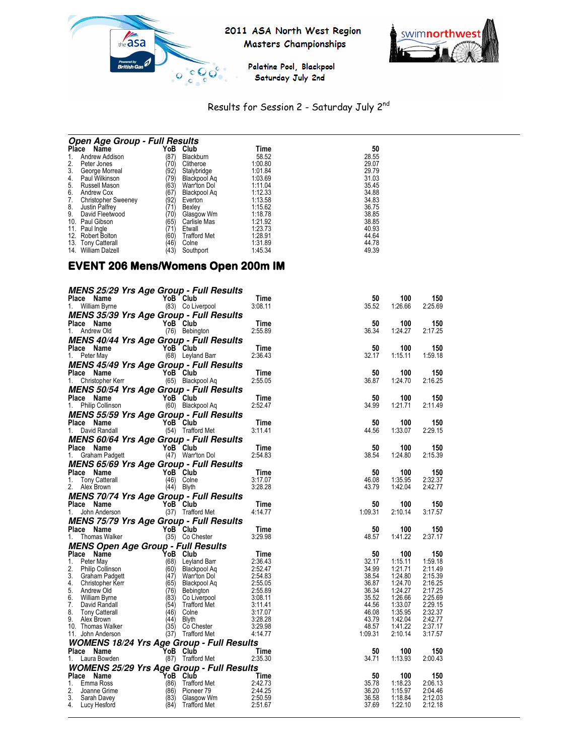2011 ASA North West Region Masters Championships

Palatine Pool, Blackpool
Saturday July 2nd

Results for Session 2 - Saturday July 2nd

### *Open Age Group - Full Results*

| Place | Name | YoB | Club | Time | 50 |
|---|---|---|---|---|---|
| 1. | Andrew Addison | (87) | Blackburn | 58.52 | 28.55 |
| 2. | Peter Jones | (70) | Clitheroe | 1:00.80 | 29.07 |
| 3. | George Morreal | (92) | Stalybridge | 1:01.84 | 29.79 |
| 4. | Paul Wilkinson | (79) | Blackpool Aq | 1:03.69 | 31.03 |
| 5. | Russell Mason | (63) | Warr'ton Dol | 1:11.04 | 35.45 |
| 6. | Andrew Cox | (67) | Blackpool Aq | 1:12.33 | 34.88 |
| 7. | Christopher Sweeney | (92) | Everton | 1:13.58 | 34.83 |
| 8. | Justin Palfrey | (71) | Bexley | 1:15.62 | 36.75 |
| 9. | David Fleetwood | (70) | Glasgow Wm | 1:18.78 | 38.85 |
| 10. | Paul Gibson | (65) | Carlisle Mas | 1:21.92 | 38.85 |
| 11. | Paul Ingle | (71) | Etwall | 1:23.73 | 40.93 |
| 12. | Robert Bolton | (60) | Trafford Met | 1:28.91 | 44.64 |
| 13. | Tony Catterall | (46) | Colne | 1:31.89 | 44.78 |
| 14. | William Dalzell | (43) | Southport | 1:45.34 | 49.39 |

## EVENT 206 Mens/Womens Open 200m IM

### *MENS 25/29 Yrs Age Group - Full Results*

| Place | Name | YoB | Club | Time | 50 | 100 | 150 |
|---|---|---|---|---|---|---|---|
| 1. | William Byrne | (83) | Co Liverpool | 3:08.11 | 35.52 | 1:26.66 | 2:25.69 |

### *MENS 35/39 Yrs Age Group - Full Results*

| Place | Name | YoB | Club | Time | 50 | 100 | 150 |
|---|---|---|---|---|---|---|---|
| 1. | Andrew Old | (76) | Bebington | 2:55.89 | 36.34 | 1:24.27 | 2:17.25 |

### *MENS 40/44 Yrs Age Group - Full Results*

| Place | Name | YoB | Club | Time | 50 | 100 | 150 |
|---|---|---|---|---|---|---|---|
| 1. | Peter May | (68) | Leyland Barr | 2:36.43 | 32.17 | 1:15.11 | 1:59.18 |

### *MENS 45/49 Yrs Age Group - Full Results*

| Place | Name | YoB | Club | Time | 50 | 100 | 150 |
|---|---|---|---|---|---|---|---|
| 1. | Christopher Kerr | (65) | Blackpool Aq | 2:55.05 | 36.87 | 1:24.70 | 2:16.25 |

### *MENS 50/54 Yrs Age Group - Full Results*

| Place | Name | YoB | Club | Time | 50 | 100 | 150 |
|---|---|---|---|---|---|---|---|
| 1. | Philip Collinson | (60) | Blackpool Aq | 2:52.47 | 34.99 | 1:21.71 | 2:11.49 |

### *MENS 55/59 Yrs Age Group - Full Results*

| Place | Name | YoB | Club | Time | 50 | 100 | 150 |
|---|---|---|---|---|---|---|---|
| 1. | David Randall | (54) | Trafford Met | 3:11.41 | 44.56 | 1:33.07 | 2:29.15 |

### *MENS 60/64 Yrs Age Group - Full Results*

| Place | Name | YoB | Club | Time | 50 | 100 | 150 |
|---|---|---|---|---|---|---|---|
| 1. | Graham Padgett | (47) | Warr'ton Dol | 2:54.83 | 38.54 | 1:24.80 | 2:15.39 |

### *MENS 65/69 Yrs Age Group - Full Results*

| Place | Name | YoB | Club | Time | 50 | 100 | 150 |
|---|---|---|---|---|---|---|---|
| 1. | Tony Catterall | (46) | Colne | 3:17.07 | 46.08 | 1:35.95 | 2:32.37 |
| 2. | Alex Brown | (44) | Blyth | 3:28.28 | 43.79 | 1:42.04 | 2:42.77 |

### *MENS 70/74 Yrs Age Group - Full Results*

| Place | Name | YoB | Club | Time | 50 | 100 | 150 |
|---|---|---|---|---|---|---|---|
| 1. | John Anderson | (37) | Trafford Met | 4:14.77 | 1:09.31 | 2:10.14 | 3:17.57 |

### *MENS 75/79 Yrs Age Group - Full Results*

| Place | Name | YoB | Club | Time | 50 | 100 | 150 |
|---|---|---|---|---|---|---|---|
| 1. | Thomas Walker | (35) | Co Chester | 3:29.98 | 48.57 | 1:41.22 | 2:37.17 |

### *MENS Open Age Group - Full Results*

| Place | Name | YoB | Club | Time | 50 | 100 | 150 |
|---|---|---|---|---|---|---|---|
| 1. | Peter May | (68) | Leyland Barr | 2:36.43 | 32.17 | 1:15.11 | 1:59.18 |
| 2. | Philip Collinson | (60) | Blackpool Aq | 2:52.47 | 34.99 | 1:21.71 | 2:11.49 |
| 3. | Graham Padgett | (47) | Warr'ton Dol | 2:54.83 | 38.54 | 1:24.80 | 2:15.39 |
| 4. | Christopher Kerr | (65) | Blackpool Aq | 2:55.05 | 36.87 | 1:24.70 | 2:16.25 |
| 5. | Andrew Old | (76) | Bebington | 2:55.89 | 36.34 | 1:24.27 | 2:17.25 |
| 6. | William Byrne | (83) | Co Liverpool | 3:08.11 | 35.52 | 1:26.66 | 2:25.69 |
| 7. | David Randall | (54) | Trafford Met | 3:11.41 | 44.56 | 1:33.07 | 2:29.15 |
| 8. | Tony Catterall | (46) | Colne | 3:17.07 | 46.08 | 1:35.95 | 2:32.37 |
| 9. | Alex Brown | (44) | Blyth | 3:28.28 | 43.79 | 1:42.04 | 2:42.77 |
| 10. | Thomas Walker | (35) | Co Chester | 3:29.98 | 48.57 | 1:41.22 | 2:37.17 |
| 11. | John Anderson | (37) | Trafford Met | 4:14.77 | 1:09.31 | 2:10.14 | 3:17.57 |

### *WOMENS 18/24 Yrs Age Group - Full Results*

| Place | Name | YoB | Club | Time | 50 | 100 | 150 |
|---|---|---|---|---|---|---|---|
| 1. | Laura Bowden | (87) | Trafford Met | 2:35.30 | 34.71 | 1:13.93 | 2:00.43 |

### *WOMENS 25/29 Yrs Age Group - Full Results*

| Place | Name | YoB | Club | Time | 50 | 100 | 150 |
|---|---|---|---|---|---|---|---|
| 1. | Emma Ross | (86) | Trafford Met | 2:42.73 | 35.78 | 1:18.23 | 2:06.13 |
| 2. | Joanne Grime | (86) | Pioneer 79 | 2:44.25 | 36.20 | 1:15.97 | 2:04.46 |
| 3. | Sarah Davey | (83) | Glasgow Wm | 2:50.59 | 36.58 | 1:18.84 | 2:12.03 |
| 4. | Lucy Hesford | (84) | Trafford Met | 2:51.67 | 37.69 | 1:22.10 | 2:12.18 |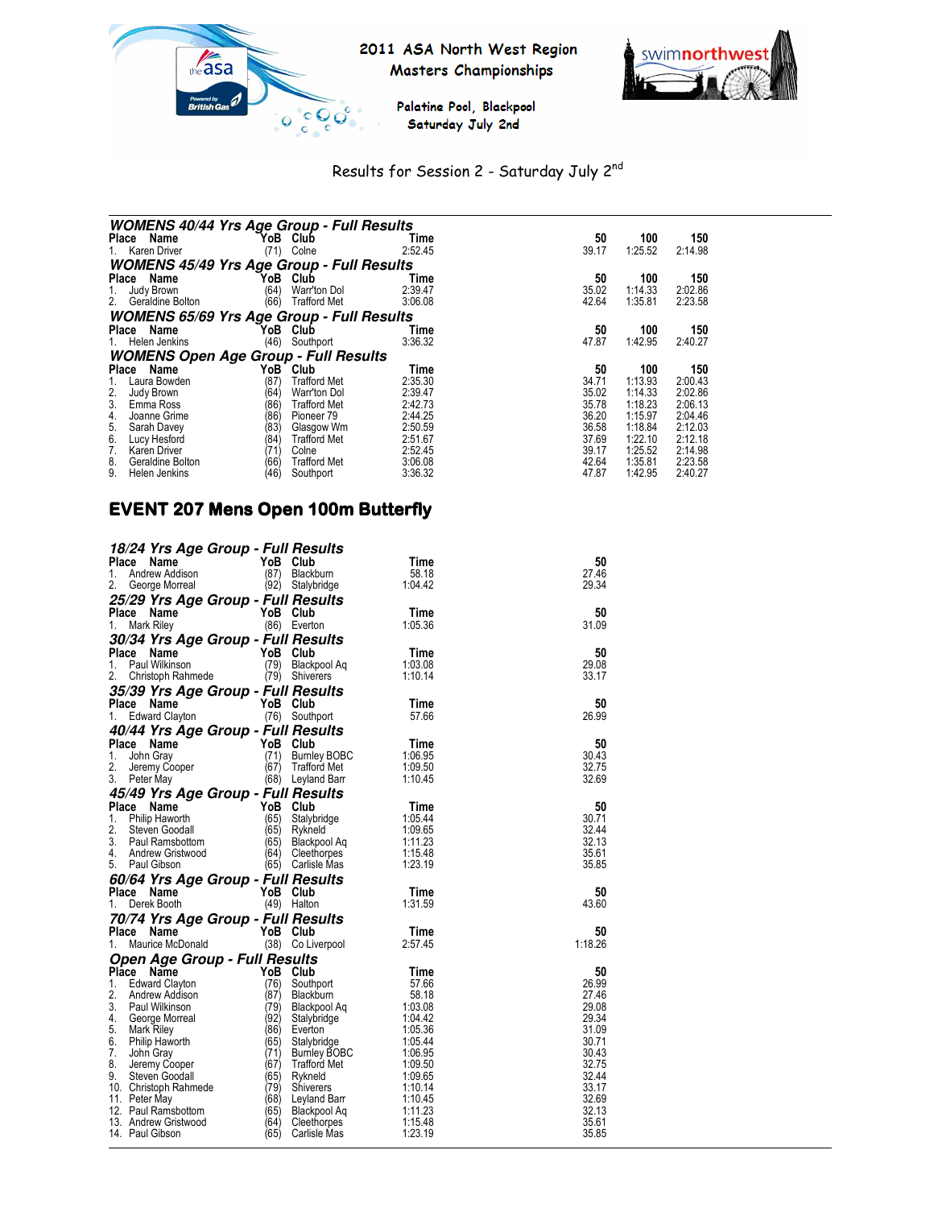# 2011 ASA North West Region Masters Championships

Palatine Pool, Blackpool
Saturday July 2nd

Results for Session 2 - Saturday July 2nd

### WOMENS 40/44 Yrs Age Group - Full Results

| Place | Name | YoB | Club | Time | 50 | 100 | 150 |
|---|---|---|---|---|---|---|---|
| 1. | Karen Driver | (71) | Colne | 2:52.45 | 39.17 | 1:25.52 | 2:14.98 |

### WOMENS 45/49 Yrs Age Group - Full Results

| Place | Name | YoB | Club | Time | 50 | 100 | 150 |
|---|---|---|---|---|---|---|---|
| 1. | Judy Brown | (64) | Warr'ton Dol | 2:39.47 | 35.02 | 1:14.33 | 2:02.86 |
| 2. | Geraldine Bolton | (66) | Trafford Met | 3:06.08 | 42.64 | 1:35.81 | 2:23.58 |

### WOMENS 65/69 Yrs Age Group - Full Results

| Place | Name | YoB | Club | Time | 50 | 100 | 150 |
|---|---|---|---|---|---|---|---|
| 1. | Helen Jenkins | (46) | Southport | 3:36.32 | 47.87 | 1:42.95 | 2:40.27 |

### WOMENS Open Age Group - Full Results

| Place | Name | YoB | Club | Time | 50 | 100 | 150 |
|---|---|---|---|---|---|---|---|
| 1. | Laura Bowden | (87) | Trafford Met | 2:35.30 | 34.71 | 1:13.93 | 2:00.43 |
| 2. | Judy Brown | (64) | Warr'ton Dol | 2:39.47 | 35.02 | 1:14.33 | 2:02.86 |
| 3. | Emma Ross | (86) | Trafford Met | 2:42.73 | 35.78 | 1:18.23 | 2:06.13 |
| 4. | Joanne Grime | (86) | Pioneer 79 | 2:44.25 | 36.20 | 1:15.97 | 2:04.46 |
| 5. | Sarah Davey | (83) | Glasgow Wm | 2:50.59 | 36.58 | 1:18.84 | 2:12.03 |
| 6. | Lucy Hesford | (84) | Trafford Met | 2:51.67 | 37.69 | 1:22.10 | 2:12.18 |
| 7. | Karen Driver | (71) | Colne | 2:52.45 | 39.17 | 1:25.52 | 2:14.98 |
| 8. | Geraldine Bolton | (66) | Trafford Met | 3:06.08 | 42.64 | 1:35.81 | 2:23.58 |
| 9. | Helen Jenkins | (46) | Southport | 3:36.32 | 47.87 | 1:42.95 | 2:40.27 |

## EVENT 207 Mens Open 100m Butterfly

### 18/24 Yrs Age Group - Full Results

| Place | Name | YoB | Club | Time | 50 |
|---|---|---|---|---|---|
| 1. | Andrew Addison | (87) | Blackburn | 58.18 | 27.46 |
| 2. | George Morreal | (92) | Stalybridge | 1:04.42 | 29.34 |

### 25/29 Yrs Age Group - Full Results

| Place | Name | YoB | Club | Time | 50 |
|---|---|---|---|---|---|
| 1. | Mark Riley | (86) | Everton | 1:05.36 | 31.09 |

### 30/34 Yrs Age Group - Full Results

| Place | Name | YoB | Club | Time | 50 |
|---|---|---|---|---|---|
| 1. | Paul Wilkinson | (79) | Blackpool Aq | 1:03.08 | 29.08 |
| 2. | Christoph Rahmede | (79) | Shiverers | 1:10.14 | 33.17 |

### 35/39 Yrs Age Group - Full Results

| Place | Name | YoB | Club | Time | 50 |
|---|---|---|---|---|---|
| 1. | Edward Clayton | (76) | Southport | 57.66 | 26.99 |

### 40/44 Yrs Age Group - Full Results

| Place | Name | YoB | Club | Time | 50 |
|---|---|---|---|---|---|
| 1. | John Gray | (71) | Burnley BOBC | 1:06.95 | 30.43 |
| 2. | Jeremy Cooper | (67) | Trafford Met | 1:09.50 | 32.75 |
| 3. | Peter May | (68) | Leyland Barr | 1:10.45 | 32.69 |

### 45/49 Yrs Age Group - Full Results

| Place | Name | YoB | Club | Time | 50 |
|---|---|---|---|---|---|
| 1. | Philip Haworth | (65) | Stalybridge | 1:05.44 | 30.71 |
| 2. | Steven Goodall | (65) | Rykneld | 1:09.65 | 32.44 |
| 3. | Paul Ramsbottom | (65) | Blackpool Aq | 1:11.23 | 32.13 |
| 4. | Andrew Gristwood | (64) | Cleethorpes | 1:15.48 | 35.61 |
| 5. | Paul Gibson | (65) | Carlisle Mas | 1:23.19 | 35.85 |

### 60/64 Yrs Age Group - Full Results

| Place | Name | YoB | Club | Time | 50 |
|---|---|---|---|---|---|
| 1. | Derek Booth | (49) | Halton | 1:31.59 | 43.60 |

### 70/74 Yrs Age Group - Full Results

| Place | Name | YoB | Club | Time | 50 |
|---|---|---|---|---|---|
| 1. | Maurice McDonald | (38) | Co Liverpool | 2:57.45 | 1:18.26 |

### Open Age Group - Full Results

| Place | Name | YoB | Club | Time | 50 |
|---|---|---|---|---|---|
| 1. | Edward Clayton | (76) | Southport | 57.66 | 26.99 |
| 2. | Andrew Addison | (87) | Blackburn | 58.18 | 27.46 |
| 3. | Paul Wilkinson | (79) | Blackpool Aq | 1:03.08 | 29.08 |
| 4. | George Morreal | (92) | Stalybridge | 1:04.42 | 29.34 |
| 5. | Mark Riley | (86) | Everton | 1:05.36 | 31.09 |
| 6. | Philip Haworth | (65) | Stalybridge | 1:05.44 | 30.71 |
| 7. | John Gray | (71) | Burnley BOBC | 1:06.95 | 30.43 |
| 8. | Jeremy Cooper | (67) | Trafford Met | 1:09.50 | 32.75 |
| 9. | Steven Goodall | (65) | Rykneld | 1:09.65 | 32.44 |
| 10. | Christoph Rahmede | (79) | Shiverers | 1:10.14 | 33.17 |
| 11. | Peter May | (68) | Leyland Barr | 1:10.45 | 32.69 |
| 12. | Paul Ramsbottom | (65) | Blackpool Aq | 1:11.23 | 32.13 |
| 13. | Andrew Gristwood | (64) | Cleethorpes | 1:15.48 | 35.61 |
| 14. | Paul Gibson | (65) | Carlisle Mas | 1:23.19 | 35.85 |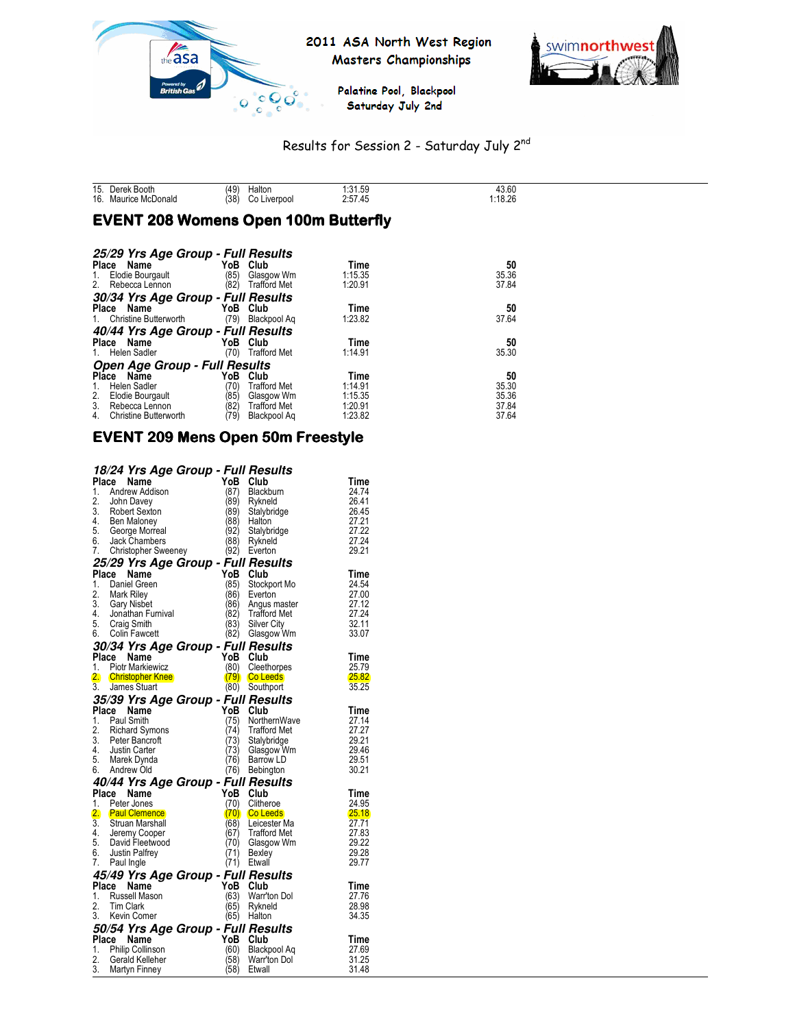2011 ASA North West Region Masters Championships

Palatine Pool, Blackpool Saturday July 2nd

Results for Session 2 - Saturday July 2nd

| Place | Name | YoB | Club | Time | 50 |
|---|---|---|---|---|---|
| 15. | Derek Booth | (49) | Halton | 1:31.59 | 43.60 |
| 16. | Maurice McDonald | (38) | Co Liverpool | 2:57.45 | 1:18.26 |

## EVENT 208 Womens Open 100m Butterfly

### 25/29 Yrs Age Group - Full Results

| Place | Name | YoB | Club | Time | 50 |
|---|---|---|---|---|---|
| 1. | Elodie Bourgault | (85) | Glasgow Wm | 1:15.35 | 35.36 |
| 2. | Rebecca Lennon | (82) | Trafford Met | 1:20.91 | 37.84 |

### 30/34 Yrs Age Group - Full Results

| Place | Name | YoB | Club | Time | 50 |
|---|---|---|---|---|---|
| 1. | Christine Butterworth | (79) | Blackpool Aq | 1:23.82 | 37.64 |

### 40/44 Yrs Age Group - Full Results

| Place | Name | YoB | Club | Time | 50 |
|---|---|---|---|---|---|
| 1. | Helen Sadler | (70) | Trafford Met | 1:14.91 | 35.30 |

### Open Age Group - Full Results

| Place | Name | YoB | Club | Time | 50 |
|---|---|---|---|---|---|
| 1. | Helen Sadler | (70) | Trafford Met | 1:14.91 | 35.30 |
| 2. | Elodie Bourgault | (85) | Glasgow Wm | 1:15.35 | 35.36 |
| 3. | Rebecca Lennon | (82) | Trafford Met | 1:20.91 | 37.84 |
| 4. | Christine Butterworth | (79) | Blackpool Aq | 1:23.82 | 37.64 |

## EVENT 209 Mens Open 50m Freestyle

### 18/24 Yrs Age Group - Full Results

| Place | Name | YoB | Club | Time |
|---|---|---|---|---|
| 1. | Andrew Addison | (87) | Blackburn | 24.74 |
| 2. | John Davey | (89) | Rykneld | 26.41 |
| 3. | Robert Sexton | (89) | Stalybridge | 26.45 |
| 4. | Ben Maloney | (88) | Halton | 27.21 |
| 5. | George Morreal | (92) | Stalybridge | 27.22 |
| 6. | Jack Chambers | (88) | Rykneld | 27.24 |
| 7. | Christopher Sweeney | (92) | Everton | 29.21 |

### 25/29 Yrs Age Group - Full Results

| Place | Name | YoB | Club | Time |
|---|---|---|---|---|
| 1. | Daniel Green | (85) | Stockport Mo | 24.54 |
| 2. | Mark Riley | (86) | Everton | 27.00 |
| 3. | Gary Nisbet | (86) | Angus master | 27.12 |
| 4. | Jonathan Furnival | (82) | Trafford Met | 27.24 |
| 5. | Craig Smith | (83) | Silver City | 32.11 |
| 6. | Colin Fawcett | (82) | Glasgow Wm | 33.07 |

### 30/34 Yrs Age Group - Full Results

| Place | Name | YoB | Club | Time |
|---|---|---|---|---|
| 1. | Piotr Markiewicz | (80) | Cleethorpes | 25.79 |
| 2. | Christopher Knee | (79) | Co Leeds | 25.82 |
| 3. | James Stuart | (80) | Southport | 35.25 |

### 35/39 Yrs Age Group - Full Results

| Place | Name | YoB | Club | Time |
|---|---|---|---|---|
| 1. | Paul Smith | (75) | NorthernWave | 27.14 |
| 2. | Richard Symons | (74) | Trafford Met | 27.27 |
| 3. | Peter Bancroft | (73) | Stalybridge | 29.21 |
| 4. | Justin Carter | (73) | Glasgow Wm | 29.46 |
| 5. | Marek Dynda | (76) | Barrow LD | 29.51 |
| 6. | Andrew Old | (76) | Bebington | 30.21 |

### 40/44 Yrs Age Group - Full Results

| Place | Name | YoB | Club | Time |
|---|---|---|---|---|
| 1. | Peter Jones | (70) | Clitheroe | 24.95 |
| 2. | Paul Clemence | (70) | Co Leeds | 25.18 |
| 3. | Struan Marshall | (68) | Leicester Ma | 27.71 |
| 4. | Jeremy Cooper | (67) | Trafford Met | 27.83 |
| 5. | David Fleetwood | (70) | Glasgow Wm | 29.22 |
| 6. | Justin Palfrey | (71) | Bexley | 29.28 |
| 7. | Paul Ingle | (71) | Etwall | 29.77 |

### 45/49 Yrs Age Group - Full Results

| Place | Name | YoB | Club | Time |
|---|---|---|---|---|
| 1. | Russell Mason | (63) | Warr'ton Dol | 27.76 |
| 2. | Tim Clark | (65) | Rykneld | 28.98 |
| 3. | Kevin Comer | (65) | Halton | 34.35 |

### 50/54 Yrs Age Group - Full Results

| Place | Name | YoB | Club | Time |
|---|---|---|---|---|
| 1. | Philip Collinson | (60) | Blackpool Aq | 27.69 |
| 2. | Gerald Kelleher | (58) | Warr'ton Dol | 31.25 |
| 3. | Martyn Finney | (58) | Etwall | 31.48 |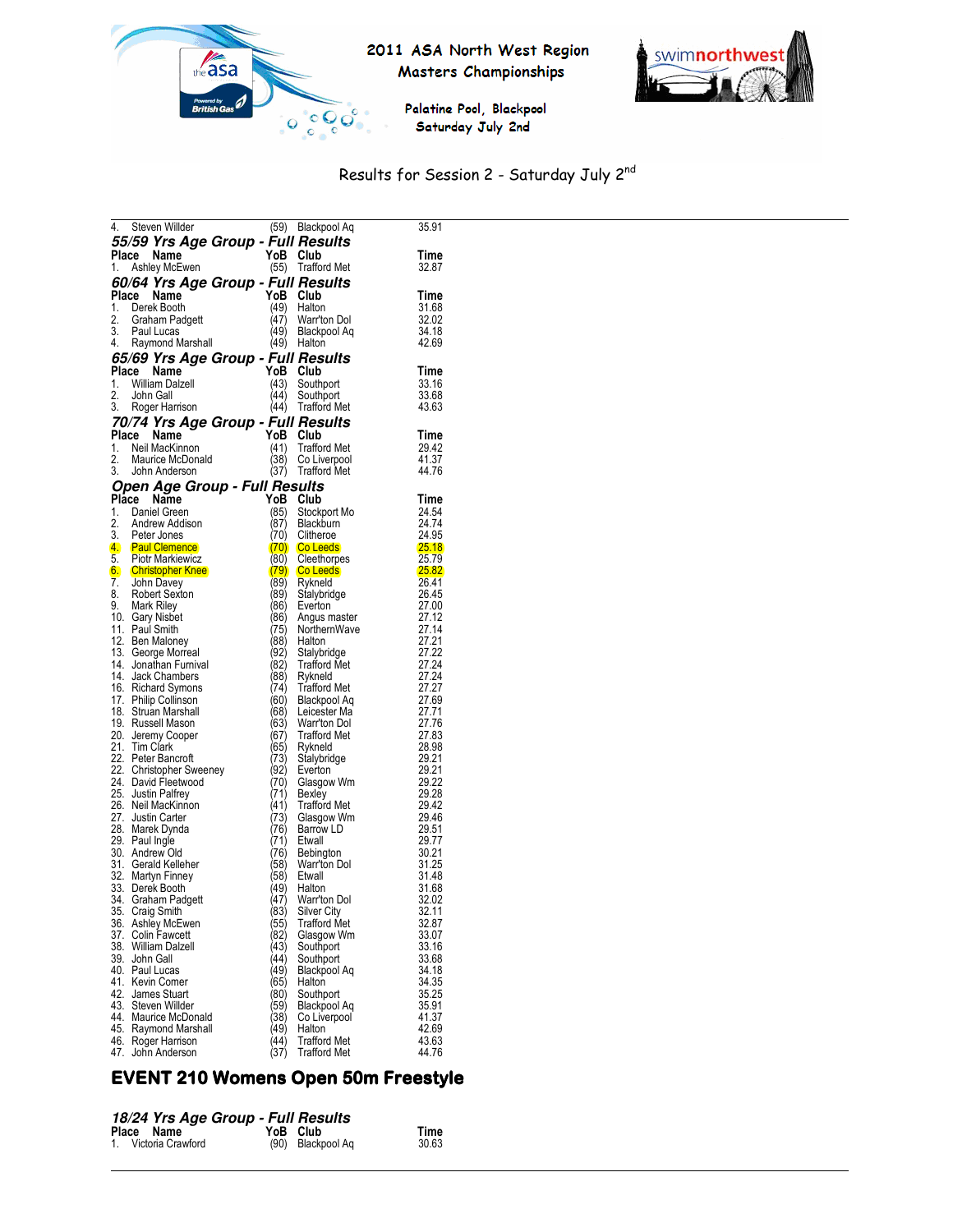Results for Session 2 - Saturday July 2nd

| Place | Name | YoB | Club | Time |
|---|---|---|---|---|
| 4. | Steven Willder | (59) | Blackpool Aq | 35.91 |

### 55/59 Yrs Age Group - Full Results

| Place | Name | YoB | Club | Time |
|---|---|---|---|---|
| 1. | Ashley McEwen | (55) | Trafford Met | 32.87 |

### 60/64 Yrs Age Group - Full Results

| Place | Name | YoB | Club | Time |
|---|---|---|---|---|
| 1. | Derek Booth | (49) | Halton | 31.68 |
| 2. | Graham Padgett | (47) | Warr'ton Dol | 32.02 |
| 3. | Paul Lucas | (49) | Blackpool Aq | 34.18 |
| 4. | Raymond Marshall | (49) | Halton | 42.69 |

### 65/69 Yrs Age Group - Full Results

| Place | Name | YoB | Club | Time |
|---|---|---|---|---|
| 1. | William Dalzell | (43) | Southport | 33.16 |
| 2. | John Gall | (44) | Southport | 33.68 |
| 3. | Roger Harrison | (44) | Trafford Met | 43.63 |

### 70/74 Yrs Age Group - Full Results

| Place | Name | YoB | Club | Time |
|---|---|---|---|---|
| 1. | Neil MacKinnon | (41) | Trafford Met | 29.42 |
| 2. | Maurice McDonald | (38) | Co Liverpool | 41.37 |
| 3. | John Anderson | (37) | Trafford Met | 44.76 |

### Open Age Group - Full Results

| Place | Name | YoB | Club | Time |
|---|---|---|---|---|
| 1. | Daniel Green | (85) | Stockport Mo | 24.54 |
| 2. | Andrew Addison | (87) | Blackburn | 24.74 |
| 3. | Peter Jones | (70) | Clitheroe | 24.95 |
| 4. | Paul Clemence | (70) | Co Leeds | 25.18 |
| 5. | Piotr Markiewicz | (80) | Cleethorpes | 25.79 |
| 6. | Christopher Knee | (79) | Co Leeds | 25.82 |
| 7. | John Davey | (89) | Rykneld | 26.41 |
| 8. | Robert Sexton | (89) | Stalybridge | 26.45 |
| 9. | Mark Riley | (86) | Everton | 27.00 |
| 10. | Gary Nisbet | (86) | Angus master | 27.12 |
| 11. | Paul Smith | (75) | NorthernWave | 27.14 |
| 12. | Ben Maloney | (88) | Halton | 27.21 |
| 13. | George Morreal | (92) | Stalybridge | 27.22 |
| 14. | Jonathan Furnival | (82) | Trafford Met | 27.24 |
| 14. | Jack Chambers | (88) | Rykneld | 27.24 |
| 16. | Richard Symons | (74) | Trafford Met | 27.27 |
| 17. | Philip Collinson | (60) | Blackpool Aq | 27.69 |
| 18. | Struan Marshall | (68) | Leicester Ma | 27.71 |
| 19. | Russell Mason | (63) | Warr'ton Dol | 27.76 |
| 20. | Jeremy Cooper | (67) | Trafford Met | 27.83 |
| 21. | Tim Clark | (65) | Rykneld | 28.98 |
| 22. | Peter Bancroft | (73) | Stalybridge | 29.21 |
| 22. | Christopher Sweeney | (92) | Everton | 29.21 |
| 24. | David Fleetwood | (70) | Glasgow Wm | 29.22 |
| 25. | Justin Palfrey | (71) | Bexley | 29.28 |
| 26. | Neil MacKinnon | (41) | Trafford Met | 29.42 |
| 27. | Justin Carter | (73) | Glasgow Wm | 29.46 |
| 28. | Marek Dynda | (76) | Barrow LD | 29.51 |
| 29. | Paul Ingle | (71) | Etwall | 29.77 |
| 30. | Andrew Old | (76) | Bebington | 30.21 |
| 31. | Gerald Kelleher | (58) | Warr'ton Dol | 31.25 |
| 32. | Martyn Finney | (58) | Etwall | 31.48 |
| 33. | Derek Booth | (49) | Halton | 31.68 |
| 34. | Graham Padgett | (47) | Warr'ton Dol | 32.02 |
| 35. | Craig Smith | (83) | Silver City | 32.11 |
| 36. | Ashley McEwen | (55) | Trafford Met | 32.87 |
| 37. | Colin Fawcett | (82) | Glasgow Wm | 33.07 |
| 38. | William Dalzell | (43) | Southport | 33.16 |
| 39. | John Gall | (44) | Southport | 33.68 |
| 40. | Paul Lucas | (49) | Blackpool Aq | 34.18 |
| 41. | Kevin Comer | (65) | Halton | 34.35 |
| 42. | James Stuart | (80) | Southport | 35.25 |
| 43. | Steven Willder | (59) | Blackpool Aq | 35.91 |
| 44. | Maurice McDonald | (38) | Co Liverpool | 41.37 |
| 45. | Raymond Marshall | (49) | Halton | 42.69 |
| 46. | Roger Harrison | (44) | Trafford Met | 43.63 |
| 47. | John Anderson | (37) | Trafford Met | 44.76 |

## EVENT 210 Womens Open 50m Freestyle

### 18/24 Yrs Age Group - Full Results

| Place | Name | YoB | Club | Time |
|---|---|---|---|---|
| 1. | Victoria Crawford | (90) | Blackpool Aq | 30.63 |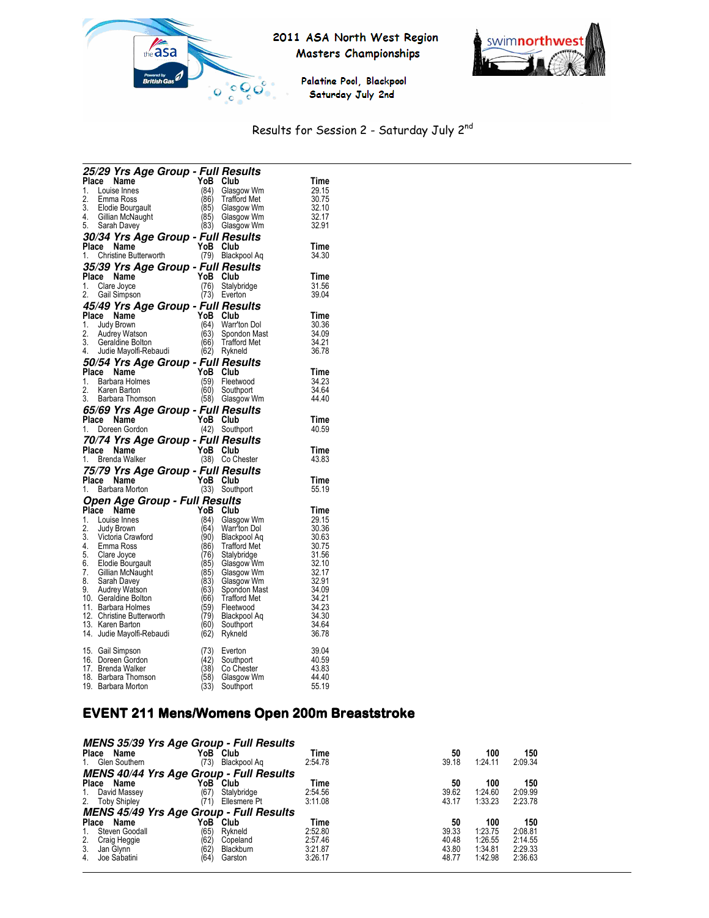2011 ASA North West Region Masters Championships

Palatine Pool, Blackpool Saturday July 2nd

Results for Session 2 - Saturday July 2nd

### 25/29 Yrs Age Group - Full Results

| Place | Name | YoB | Club | Time |
|---|---|---|---|---|
| 1. | Louise Innes | (84) | Glasgow Wm | 29.15 |
| 2. | Emma Ross | (86) | Trafford Met | 30.75 |
| 3. | Elodie Bourgault | (85) | Glasgow Wm | 32.10 |
| 4. | Gillian McNaught | (85) | Glasgow Wm | 32.17 |
| 5. | Sarah Davey | (83) | Glasgow Wm | 32.91 |

### 30/34 Yrs Age Group - Full Results

| Place | Name | YoB | Club | Time |
|---|---|---|---|---|
| 1. | Christine Butterworth | (79) | Blackpool Aq | 34.30 |

### 35/39 Yrs Age Group - Full Results

| Place | Name | YoB | Club | Time |
|---|---|---|---|---|
| 1. | Clare Joyce | (76) | Stalybridge | 31.56 |
| 2. | Gail Simpson | (73) | Everton | 39.04 |

### 45/49 Yrs Age Group - Full Results

| Place | Name | YoB | Club | Time |
|---|---|---|---|---|
| 1. | Judy Brown | (64) | Warr'ton Dol | 30.36 |
| 2. | Audrey Watson | (63) | Spondon Mast | 34.09 |
| 3. | Geraldine Bolton | (66) | Trafford Met | 34.21 |
| 4. | Judie Mayolfi-Rebaudi | (62) | Rykneld | 36.78 |

### 50/54 Yrs Age Group - Full Results

| Place | Name | YoB | Club | Time |
|---|---|---|---|---|
| 1. | Barbara Holmes | (59) | Fleetwood | 34.23 |
| 2. | Karen Barton | (60) | Southport | 34.64 |
| 3. | Barbara Thomson | (58) | Glasgow Wm | 44.40 |

### 65/69 Yrs Age Group - Full Results

| Place | Name | YoB | Club | Time |
|---|---|---|---|---|
| 1. | Doreen Gordon | (42) | Southport | 40.59 |

### 70/74 Yrs Age Group - Full Results

| Place | Name | YoB | Club | Time |
|---|---|---|---|---|
| 1. | Brenda Walker | (38) | Co Chester | 43.83 |

### 75/79 Yrs Age Group - Full Results

| Place | Name | YoB | Club | Time |
|---|---|---|---|---|
| 1. | Barbara Morton | (33) | Southport | 55.19 |

### Open Age Group - Full Results

| Place | Name | YoB | Club | Time |
|---|---|---|---|---|
| 1. | Louise Innes | (84) | Glasgow Wm | 29.15 |
| 2. | Judy Brown | (64) | Warr'ton Dol | 30.36 |
| 3. | Victoria Crawford | (90) | Blackpool Aq | 30.63 |
| 4. | Emma Ross | (86) | Trafford Met | 30.75 |
| 5. | Clare Joyce | (76) | Stalybridge | 31.56 |
| 6. | Elodie Bourgault | (85) | Glasgow Wm | 32.10 |
| 7. | Gillian McNaught | (85) | Glasgow Wm | 32.17 |
| 8. | Sarah Davey | (83) | Glasgow Wm | 32.91 |
| 9. | Audrey Watson | (63) | Spondon Mast | 34.09 |
| 10. | Geraldine Bolton | (66) | Trafford Met | 34.21 |
| 11. | Barbara Holmes | (59) | Fleetwood | 34.23 |
| 12. | Christine Butterworth | (79) | Blackpool Aq | 34.30 |
| 13. | Karen Barton | (60) | Southport | 34.64 |
| 14. | Judie Mayolfi-Rebaudi | (62) | Rykneld | 36.78 |
| 15. | Gail Simpson | (73) | Everton | 39.04 |
| 16. | Doreen Gordon | (42) | Southport | 40.59 |
| 17. | Brenda Walker | (38) | Co Chester | 43.83 |
| 18. | Barbara Thomson | (58) | Glasgow Wm | 44.40 |
| 19. | Barbara Morton | (33) | Southport | 55.19 |

## EVENT 211 Mens/Womens Open 200m Breaststroke

### MENS 35/39 Yrs Age Group - Full Results

| Place | Name | YoB | Club | Time | 50 | 100 | 150 |
|---|---|---|---|---|---|---|---|
| 1. | Glen Southern | (73) | Blackpool Aq | 2:54.78 | 39.18 | 1:24.11 | 2:09.34 |

### MENS 40/44 Yrs Age Group - Full Results

| Place | Name | YoB | Club | Time | 50 | 100 | 150 |
|---|---|---|---|---|---|---|---|
| 1. | David Massey | (67) | Stalybridge | 2:54.56 | 39.62 | 1:24.60 | 2:09.99 |
| 2. | Toby Shipley | (71) | Ellesmere Pt | 3:11.08 | 43.17 | 1:33.23 | 2:23.78 |

### MENS 45/49 Yrs Age Group - Full Results

| Place | Name | YoB | Club | Time | 50 | 100 | 150 |
|---|---|---|---|---|---|---|---|
| 1. | Steven Goodall | (65) | Rykneld | 2:52.80 | 39.33 | 1:23.75 | 2:08.81 |
| 2. | Craig Heggie | (62) | Copeland | 2:57.46 | 40.48 | 1:26.55 | 2:14.55 |
| 3. | Jan Glynn | (62) | Blackburn | 3:21.87 | 43.80 | 1:34.81 | 2:29.33 |
| 4. | Joe Sabatini | (64) | Garston | 3:26.17 | 48.77 | 1:42.98 | 2:36.63 |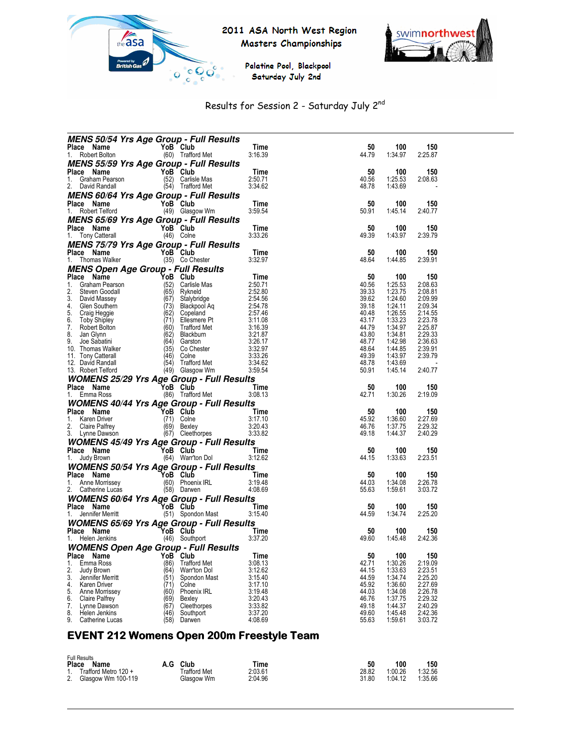# 2011 ASA North West Region Masters Championships

Palatine Pool, Blackpool
Saturday July 2nd

Results for Session 2 - Saturday July 2nd

### MENS 50/54 Yrs Age Group - Full Results

| Place | Name | YoB | Club | Time | 50 | 100 | 150 |
|---|---|---|---|---|---|---|---|
| 1. | Robert Bolton | (60) | Trafford Met | 3:16.39 | 44.79 | 1:34.97 | 2:25.87 |

### MENS 55/59 Yrs Age Group - Full Results

| Place | Name | YoB | Club | Time | 50 | 100 | 150 |
|---|---|---|---|---|---|---|---|
| 1. | Graham Pearson | (52) | Carlisle Mas | 2:50.71 | 40.56 | 1:25.53 | 2:08.63 |
| 2. | David Randall | (54) | Trafford Met | 3:34.62 | 48.78 | 1:43.69 | - |

### MENS 60/64 Yrs Age Group - Full Results

| Place | Name | YoB | Club | Time | 50 | 100 | 150 |
|---|---|---|---|---|---|---|---|
| 1. | Robert Telford | (49) | Glasgow Wm | 3:59.54 | 50.91 | 1:45.14 | 2:40.77 |

### MENS 65/69 Yrs Age Group - Full Results

| Place | Name | YoB | Club | Time | 50 | 100 | 150 |
|---|---|---|---|---|---|---|---|
| 1. | Tony Catterall | (46) | Colne | 3:33.26 | 49.39 | 1:43.97 | 2:39.79 |

### MENS 75/79 Yrs Age Group - Full Results

| Place | Name | YoB | Club | Time | 50 | 100 | 150 |
|---|---|---|---|---|---|---|---|
| 1. | Thomas Walker | (35) | Co Chester | 3:32.97 | 48.64 | 1:44.85 | 2:39.91 |

### MENS Open Age Group - Full Results

| Place | Name | YoB | Club | Time | 50 | 100 | 150 |
|---|---|---|---|---|---|---|---|
| 1. | Graham Pearson | (52) | Carlisle Mas | 2:50.71 | 40.56 | 1:25.53 | 2:08.63 |
| 2. | Steven Goodall | (65) | Rykneld | 2:52.80 | 39.33 | 1:23.75 | 2:08.81 |
| 3. | David Massey | (67) | Stalybridge | 2:54.56 | 39.62 | 1:24.60 | 2:09.99 |
| 4. | Glen Southern | (73) | Blackpool Aq | 2:54.78 | 39.18 | 1:24.11 | 2:09.34 |
| 5. | Craig Heggie | (62) | Copeland | 2:57.46 | 40.48 | 1:26.55 | 2:14.55 |
| 6. | Toby Shipley | (71) | Ellesmere Pt | 3:11.08 | 43.17 | 1:33.23 | 2:23.78 |
| 7. | Robert Bolton | (60) | Trafford Met | 3:16.39 | 44.79 | 1:34.97 | 2:25.87 |
| 8. | Jan Glynn | (62) | Blackburn | 3:21.87 | 43.80 | 1:34.81 | 2:29.33 |
| 9. | Joe Sabatini | (64) | Garston | 3:26.17 | 48.77 | 1:42.98 | 2:36.63 |
| 10. | Thomas Walker | (35) | Co Chester | 3:32.97 | 48.64 | 1:44.85 | 2:39.91 |
| 11. | Tony Catterall | (46) | Colne | 3:33.26 | 49.39 | 1:43.97 | 2:39.79 |
| 12. | David Randall | (54) | Trafford Met | 3:34.62 | 48.78 | 1:43.69 | - |
| 13. | Robert Telford | (49) | Glasgow Wm | 3:59.54 | 50.91 | 1:45.14 | 2:40.77 |

### WOMENS 25/29 Yrs Age Group - Full Results

| Place | Name | YoB | Club | Time | 50 | 100 | 150 |
|---|---|---|---|---|---|---|---|
| 1. | Emma Ross | (86) | Trafford Met | 3:08.13 | 42.71 | 1:30.26 | 2:19.09 |

### WOMENS 40/44 Yrs Age Group - Full Results

| Place | Name | YoB | Club | Time | 50 | 100 | 150 |
|---|---|---|---|---|---|---|---|
| 1. | Karen Driver | (71) | Colne | 3:17.10 | 45.92 | 1:36.60 | 2:27.69 |
| 2. | Claire Palfrey | (69) | Bexley | 3:20.43 | 46.76 | 1:37.75 | 2:29.32 |
| 3. | Lynne Dawson | (67) | Cleethorpes | 3:33.82 | 49.18 | 1:44.37 | 2:40.29 |

### WOMENS 45/49 Yrs Age Group - Full Results

| Place | Name | YoB | Club | Time | 50 | 100 | 150 |
|---|---|---|---|---|---|---|---|
| 1. | Judy Brown | (64) | Warr'ton Dol | 3:12.62 | 44.15 | 1:33.63 | 2:23.51 |

### WOMENS 50/54 Yrs Age Group - Full Results

| Place | Name | YoB | Club | Time | 50 | 100 | 150 |
|---|---|---|---|---|---|---|---|
| 1. | Anne Morrissey | (60) | Phoenix IRL | 3:19.48 | 44.03 | 1:34.08 | 2:26.78 |
| 2. | Catherine Lucas | (58) | Darwen | 4:08.69 | 55.63 | 1:59.61 | 3:03.72 |

### WOMENS 60/64 Yrs Age Group - Full Results

| Place | Name | YoB | Club | Time | 50 | 100 | 150 |
|---|---|---|---|---|---|---|---|
| 1. | Jennifer Merritt | (51) | Spondon Mast | 3:15.40 | 44.59 | 1:34.74 | 2:25.20 |

### WOMENS 65/69 Yrs Age Group - Full Results

| Place | Name | YoB | Club | Time | 50 | 100 | 150 |
|---|---|---|---|---|---|---|---|
| 1. | Helen Jenkins | (46) | Southport | 3:37.20 | 49.60 | 1:45.48 | 2:42.36 |

### WOMENS Open Age Group - Full Results

| Place | Name | YoB | Club | Time | 50 | 100 | 150 |
|---|---|---|---|---|---|---|---|
| 1. | Emma Ross | (86) | Trafford Met | 3:08.13 | 42.71 | 1:30.26 | 2:19.09 |
| 2. | Judy Brown | (64) | Warr'ton Dol | 3:12.62 | 44.15 | 1:33.63 | 2:23.51 |
| 3. | Jennifer Merritt | (51) | Spondon Mast | 3:15.40 | 44.59 | 1:34.74 | 2:25.20 |
| 4. | Karen Driver | (71) | Colne | 3:17.10 | 45.92 | 1:36.60 | 2:27.69 |
| 5. | Anne Morrissey | (60) | Phoenix IRL | 3:19.48 | 44.03 | 1:34.08 | 2:26.78 |
| 6. | Claire Palfrey | (69) | Bexley | 3:20.43 | 46.76 | 1:37.75 | 2:29.32 |
| 7. | Lynne Dawson | (67) | Cleethorpes | 3:33.82 | 49.18 | 1:44.37 | 2:40.29 |
| 8. | Helen Jenkins | (46) | Southport | 3:37.20 | 49.60 | 1:45.48 | 2:42.36 |
| 9. | Catherine Lucas | (58) | Darwen | 4:08.69 | 55.63 | 1:59.61 | 3:03.72 |

## EVENT 212 Womens Open 200m Freestyle Team

Full Results

| Place | Name | A.G | Club | Time | 50 | 100 | 150 |
|---|---|---|---|---|---|---|---|
| 1. | Trafford Metro 120 + | | Trafford Met | 2:03.61 | 28.82 | 1:00.26 | 1:32.56 |
| 2. | Glasgow Wm 100-119 | | Glasgow Wm | 2:04.96 | 31.80 | 1:04.12 | 1:35.66 |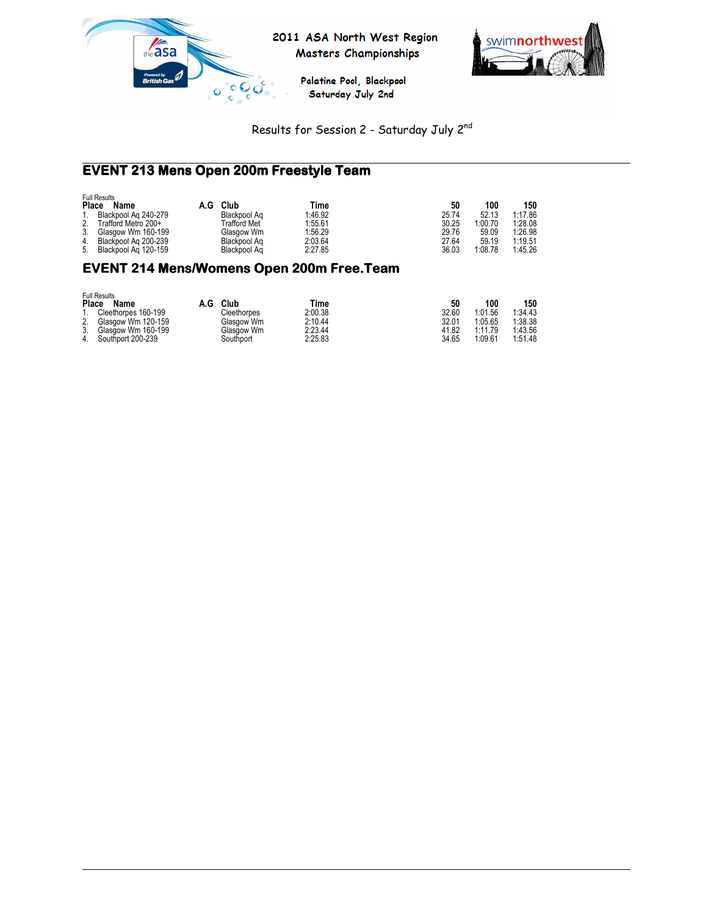2011 ASA North West Region Masters Championships

Palatine Pool, Blackpool
Saturday July 2nd

Results for Session 2 - Saturday July 2nd

## EVENT 213 Mens Open 200m Freestyle Team

Full Results

| Place | Name | A.G | Club | Time | 50 | 100 | 150 |
|---|---|---|---|---|---|---|---|
| 1. | Blackpool Aq 240-279 | | Blackpool Aq | 1:46.92 | 25.74 | 52.13 | 1:17.86 |
| 2. | Trafford Metro 200+ | | Trafford Met | 1:55.61 | 30.25 | 1:00.70 | 1:28.08 |
| 3. | Glasgow Wm 160-199 | | Glasgow Wm | 1:56.29 | 29.76 | 59.09 | 1:26.98 |
| 4. | Blackpool Aq 200-239 | | Blackpool Aq | 2:03.64 | 27.64 | 59.19 | 1:19.51 |
| 5. | Blackpool Aq 120-159 | | Blackpool Aq | 2:27.85 | 36.03 | 1:08.78 | 1:45.26 |

## EVENT 214 Mens/Womens Open 200m Free.Team

Full Results

| Place | Name | A.G | Club | Time | 50 | 100 | 150 |
|---|---|---|---|---|---|---|---|
| 1. | Cleethorpes 160-199 | | Cleethorpes | 2:00.38 | 32.60 | 1:01.56 | 1:34.43 |
| 2. | Glasgow Wm 120-159 | | Glasgow Wm | 2:10.44 | 32.01 | 1:05.65 | 1:38.38 |
| 3. | Glasgow Wm 160-199 | | Glasgow Wm | 2:23.44 | 41.82 | 1:11.79 | 1:43.56 |
| 4. | Southport 200-239 | | Southport | 2:25.83 | 34.65 | 1:09.61 | 1:51.48 |